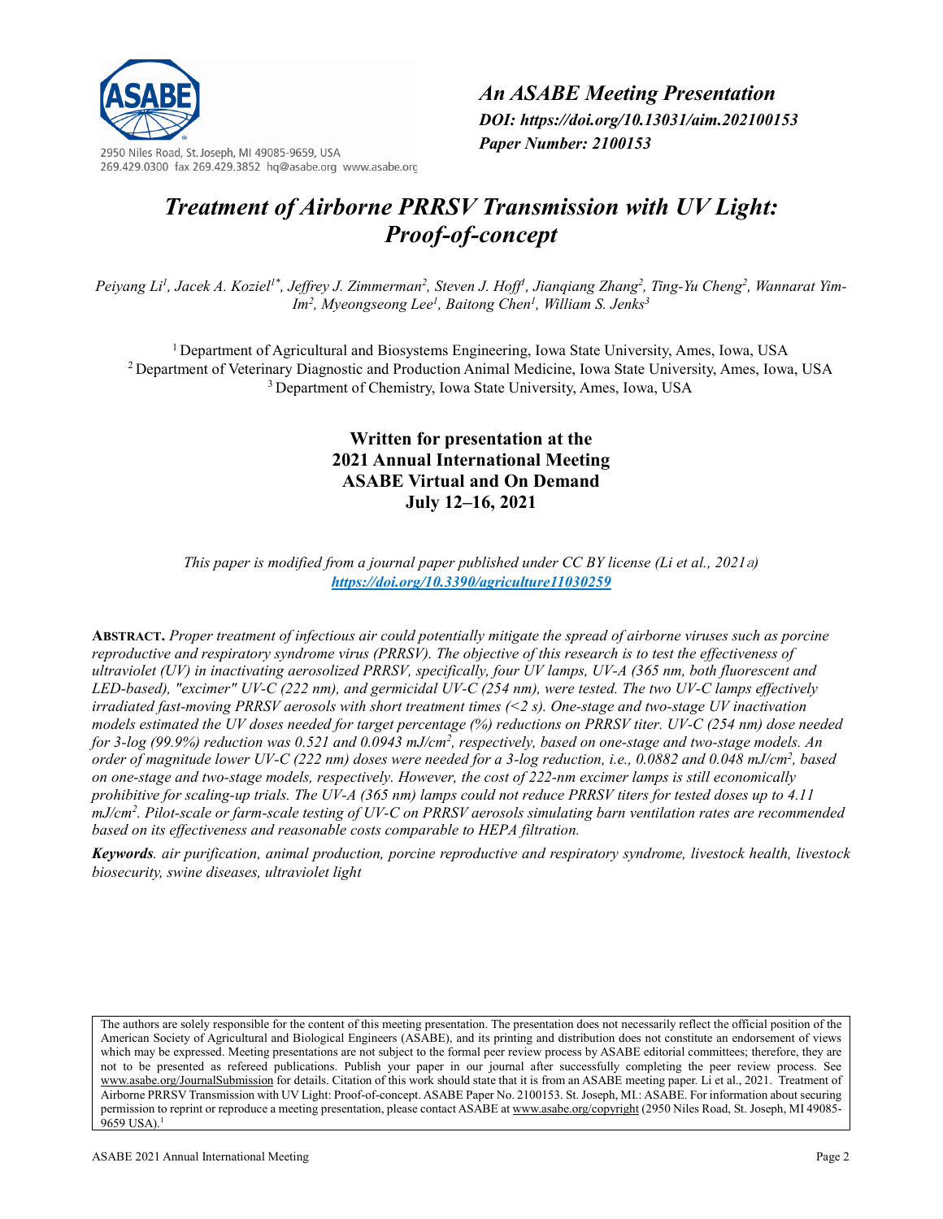2950 Niles Road, St. Joseph, MI 49085-9659, USA
269.429.0300 fax 269.429.3852 hq@asabe.org www.asabe.org

*An ASABE Meeting Presentation*
***DOI: https://doi.org/10.13031/aim.202100153***
***Paper Number: 2100153***

# *Treatment of Airborne PRRSV Transmission with UV Light: Proof-of-concept*

*Peiyang Li[1], Jacek A. Koziel[1*], Jeffrey J. Zimmerman[2], Steven J. Hoff[1], Jianqiang Zhang[2], Ting-Yu Cheng[2], Wannarat Yim-Im[2], Myeongseong Lee[1], Baitong Chen[1], William S. Jenks[3]*

[1] Department of Agricultural and Biosystems Engineering, Iowa State University, Ames, Iowa, USA
[2] Department of Veterinary Diagnostic and Production Animal Medicine, Iowa State University, Ames, Iowa, USA
[3] Department of Chemistry, Iowa State University, Ames, Iowa, USA

**Written for presentation at the**
**2021 Annual International Meeting**
**ASABE Virtual and On Demand**
**July 12–16, 2021**

*This paper is modified from a journal paper published under CC BY license (Li et al., 2021a)*
***https://doi.org/10.3390/agriculture11030259***

**ABSTRACT.** *Proper treatment of infectious air could potentially mitigate the spread of airborne viruses such as porcine reproductive and respiratory syndrome virus (PRRSV). The objective of this research is to test the effectiveness of ultraviolet (UV) in inactivating aerosolized PRRSV, specifically, four UV lamps, UV-A (365 nm, both fluorescent and LED-based), "excimer" UV-C (222 nm), and germicidal UV-C (254 nm), were tested. The two UV-C lamps effectively irradiated fast-moving PRRSV aerosols with short treatment times (<2 s). One-stage and two-stage UV inactivation models estimated the UV doses needed for target percentage (%) reductions on PRRSV titer. UV-C (254 nm) dose needed for 3-log (99.9%) reduction was 0.521 and 0.0943 mJ/cm$^2$, respectively, based on one-stage and two-stage models. An order of magnitude lower UV-C (222 nm) doses were needed for a 3-log reduction, i.e., 0.0882 and 0.048 mJ/cm$^2$, based on one-stage and two-stage models, respectively. However, the cost of 222-nm excimer lamps is still economically prohibitive for scaling-up trials. The UV-A (365 nm) lamps could not reduce PRRSV titers for tested doses up to 4.11 mJ/cm$^2$. Pilot-scale or farm-scale testing of UV-C on PRRSV aerosols simulating barn ventilation rates are recommended based on its effectiveness and reasonable costs comparable to HEPA filtration.*

***Keywords****. air purification, animal production, porcine reproductive and respiratory syndrome, livestock health, livestock biosecurity, swine diseases, ultraviolet light*

The authors are solely responsible for the content of this meeting presentation. The presentation does not necessarily reflect the official position of the American Society of Agricultural and Biological Engineers (ASABE), and its printing and distribution does not constitute an endorsement of views which may be expressed. Meeting presentations are not subject to the formal peer review process by ASABE editorial committees; therefore, they are not to be presented as refereed publications. Publish your paper in our journal after successfully completing the peer review process. See www.asabe.org/JournalSubmission for details. Citation of this work should state that it is from an ASABE meeting paper. Li et al., 2021. Treatment of Airborne PRRSV Transmission with UV Light: Proof-of-concept. ASABE Paper No. 2100153. St. Joseph, MI.: ASABE. For information about securing permission to reprint or reproduce a meeting presentation, please contact ASABE at www.asabe.org/copyright (2950 Niles Road, St. Joseph, MI 49085-9659 USA).[1]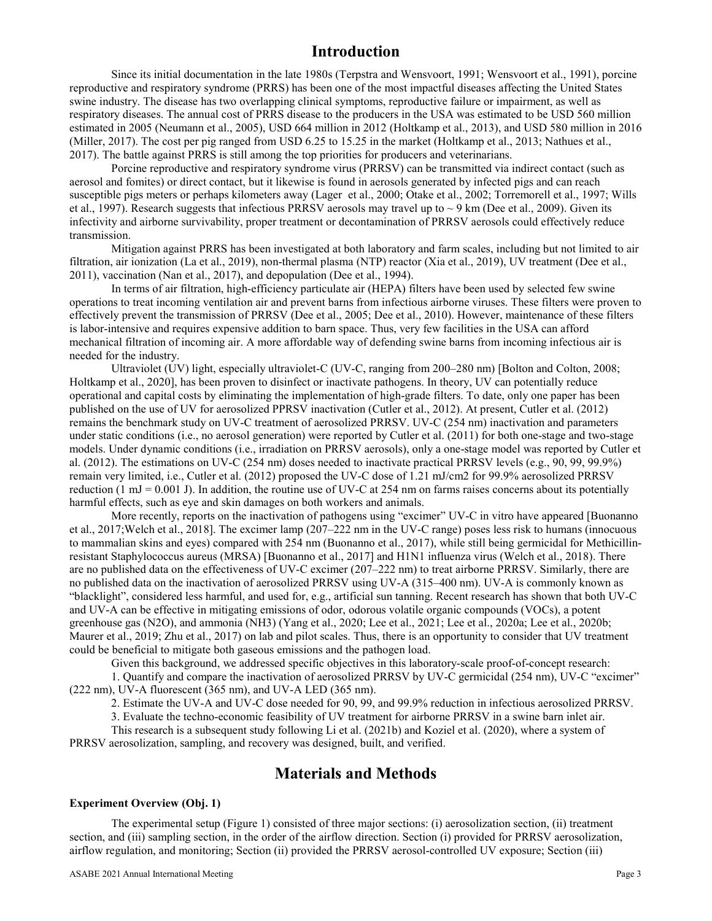# Introduction

Since its initial documentation in the late 1980s (Terpstra and Wensvoort, 1991; Wensvoort et al., 1991), porcine reproductive and respiratory syndrome (PRRS) has been one of the most impactful diseases affecting the United States swine industry. The disease has two overlapping clinical symptoms, reproductive failure or impairment, as well as respiratory diseases. The annual cost of PRRS disease to the producers in the USA was estimated to be USD 560 million estimated in 2005 (Neumann et al., 2005), USD 664 million in 2012 (Holtkamp et al., 2013), and USD 580 million in 2016 (Miller, 2017). The cost per pig ranged from USD 6.25 to 15.25 in the market (Holtkamp et al., 2013; Nathues et al., 2017). The battle against PRRS is still among the top priorities for producers and veterinarians.

Porcine reproductive and respiratory syndrome virus (PRRSV) can be transmitted via indirect contact (such as aerosol and fomites) or direct contact, but it likewise is found in aerosols generated by infected pigs and can reach susceptible pigs meters or perhaps kilometers away (Lager et al., 2000; Otake et al., 2002; Torremorell et al., 1997; Wills et al., 1997). Research suggests that infectious PRRSV aerosols may travel up to ~ 9 km (Dee et al., 2009). Given its infectivity and airborne survivability, proper treatment or decontamination of PRRSV aerosols could effectively reduce transmission.

Mitigation against PRRS has been investigated at both laboratory and farm scales, including but not limited to air filtration, air ionization (La et al., 2019), non-thermal plasma (NTP) reactor (Xia et al., 2019), UV treatment (Dee et al., 2011), vaccination (Nan et al., 2017), and depopulation (Dee et al., 1994).

In terms of air filtration, high-efficiency particulate air (HEPA) filters have been used by selected few swine operations to treat incoming ventilation air and prevent barns from infectious airborne viruses. These filters were proven to effectively prevent the transmission of PRRSV (Dee et al., 2005; Dee et al., 2010). However, maintenance of these filters is labor-intensive and requires expensive addition to barn space. Thus, very few facilities in the USA can afford mechanical filtration of incoming air. A more affordable way of defending swine barns from incoming infectious air is needed for the industry.

Ultraviolet (UV) light, especially ultraviolet-C (UV-C, ranging from 200–280 nm) [Bolton and Colton, 2008; Holtkamp et al., 2020], has been proven to disinfect or inactivate pathogens. In theory, UV can potentially reduce operational and capital costs by eliminating the implementation of high-grade filters. To date, only one paper has been published on the use of UV for aerosolized PPRSV inactivation (Cutler et al., 2012). At present, Cutler et al. (2012) remains the benchmark study on UV-C treatment of aerosolized PRRSV. UV-C (254 nm) inactivation and parameters under static conditions (i.e., no aerosol generation) were reported by Cutler et al. (2011) for both one-stage and two-stage models. Under dynamic conditions (i.e., irradiation on PRRSV aerosols), only a one-stage model was reported by Cutler et al. (2012). The estimations on UV-C (254 nm) doses needed to inactivate practical PRRSV levels (e.g., 90, 99, 99.9%) remain very limited, i.e., Cutler et al. (2012) proposed the UV-C dose of 1.21 mJ/cm2 for 99.9% aerosolized PRRSV reduction (1 mJ = 0.001 J). In addition, the routine use of UV-C at 254 nm on farms raises concerns about its potentially harmful effects, such as eye and skin damages on both workers and animals.

More recently, reports on the inactivation of pathogens using "excimer" UV-C in vitro have appeared [Buonanno et al., 2017;Welch et al., 2018]. The excimer lamp (207–222 nm in the UV-C range) poses less risk to humans (innocuous to mammalian skins and eyes) compared with 254 nm (Buonanno et al., 2017), while still being germicidal for Methicillin-resistant Staphylococcus aureus (MRSA) [Buonanno et al., 2017] and H1N1 influenza virus (Welch et al., 2018). There are no published data on the effectiveness of UV-C excimer (207–222 nm) to treat airborne PRRSV. Similarly, there are no published data on the inactivation of aerosolized PRRSV using UV-A (315–400 nm). UV-A is commonly known as "blacklight", considered less harmful, and used for, e.g., artificial sun tanning. Recent research has shown that both UV-C and UV-A can be effective in mitigating emissions of odor, odorous volatile organic compounds (VOCs), a potent greenhouse gas (N2O), and ammonia (NH3) (Yang et al., 2020; Lee et al., 2021; Lee et al., 2020a; Lee et al., 2020b; Maurer et al., 2019; Zhu et al., 2017) on lab and pilot scales. Thus, there is an opportunity to consider that UV treatment could be beneficial to mitigate both gaseous emissions and the pathogen load.

Given this background, we addressed specific objectives in this laboratory-scale proof-of-concept research:

1. Quantify and compare the inactivation of aerosolized PRRSV by UV-C germicidal (254 nm), UV-C "excimer" (222 nm), UV-A fluorescent (365 nm), and UV-A LED (365 nm).

2. Estimate the UV-A and UV-C dose needed for 90, 99, and 99.9% reduction in infectious aerosolized PRRSV.

3. Evaluate the techno-economic feasibility of UV treatment for airborne PRRSV in a swine barn inlet air.

This research is a subsequent study following Li et al. (2021b) and Koziel et al. (2020), where a system of PRRSV aerosolization, sampling, and recovery was designed, built, and verified.

# Materials and Methods

**Experiment Overview (Obj. 1)**

The experimental setup (Figure 1) consisted of three major sections: (i) aerosolization section, (ii) treatment section, and (iii) sampling section, in the order of the airflow direction. Section (i) provided for PRRSV aerosolization, airflow regulation, and monitoring; Section (ii) provided the PRRSV aerosol-controlled UV exposure; Section (iii)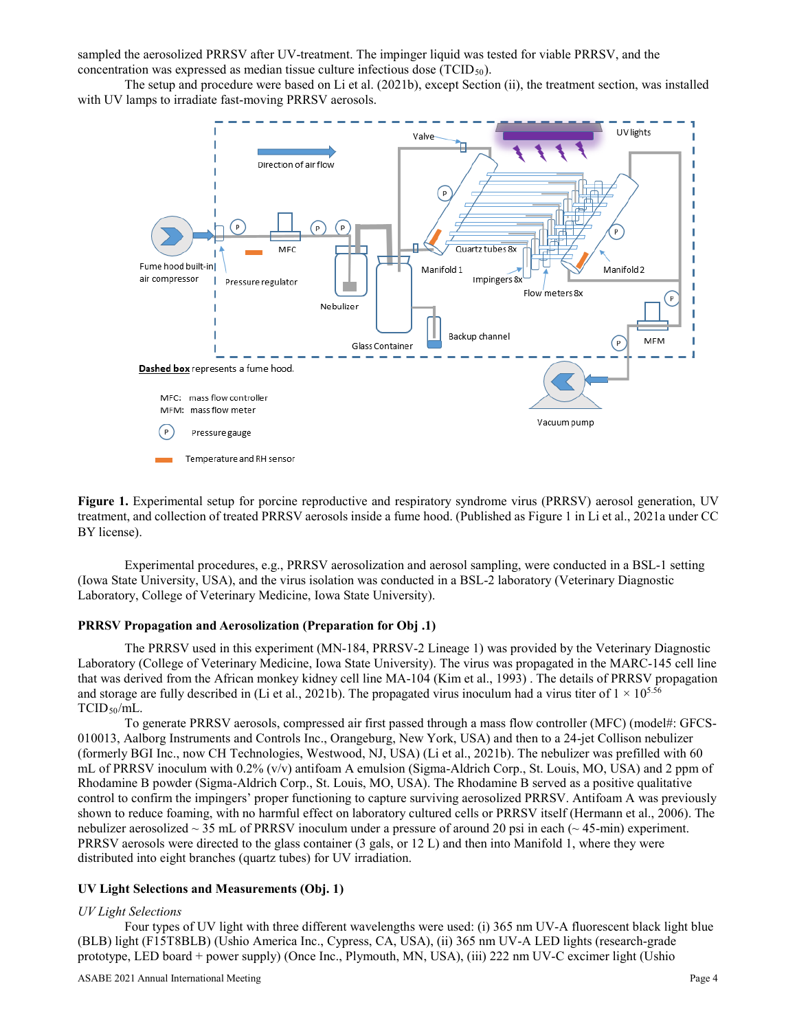sampled the aerosolized PRRSV after UV-treatment. The impinger liquid was tested for viable PRRSV, and the concentration was expressed as median tissue culture infectious dose ($TCID_{50}$).

The setup and procedure were based on Li et al. (2021b), except Section (ii), the treatment section, was installed with UV lamps to irradiate fast-moving PRRSV aerosols.

**Figure 1.** Experimental setup for porcine reproductive and respiratory syndrome virus (PRRSV) aerosol generation, UV treatment, and collection of treated PRRSV aerosols inside a fume hood. (Published as Figure 1 in Li et al., 2021a under CC BY license).

Experimental procedures, e.g., PRRSV aerosolization and aerosol sampling, were conducted in a BSL-1 setting (Iowa State University, USA), and the virus isolation was conducted in a BSL-2 laboratory (Veterinary Diagnostic Laboratory, College of Veterinary Medicine, Iowa State University).

### PRRSV Propagation and Aerosolization (Preparation for Obj .1)

The PRRSV used in this experiment (MN-184, PRRSV-2 Lineage 1) was provided by the Veterinary Diagnostic Laboratory (College of Veterinary Medicine, Iowa State University). The virus was propagated in the MARC-145 cell line that was derived from the African monkey kidney cell line MA-104 (Kim et al., 1993) . The details of PRRSV propagation and storage are fully described in (Li et al., 2021b). The propagated virus inoculum had a virus titer of $1 \times 10^{5.56}$ $TCID_{50}$/mL.

To generate PRRSV aerosols, compressed air first passed through a mass flow controller (MFC) (model#: GFCS-010013, Aalborg Instruments and Controls Inc., Orangeburg, New York, USA) and then to a 24-jet Collison nebulizer (formerly BGI Inc., now CH Technologies, Westwood, NJ, USA) (Li et al., 2021b). The nebulizer was prefilled with 60 mL of PRRSV inoculum with 0.2% (v/v) antifoam A emulsion (Sigma-Aldrich Corp., St. Louis, MO, USA) and 2 ppm of Rhodamine B powder (Sigma-Aldrich Corp., St. Louis, MO, USA). The Rhodamine B served as a positive qualitative control to confirm the impingers' proper functioning to capture surviving aerosolized PRRSV. Antifoam A was previously shown to reduce foaming, with no harmful effect on laboratory cultured cells or PRRSV itself (Hermann et al., 2006). The nebulizer aerosolized ~ 35 mL of PRRSV inoculum under a pressure of around 20 psi in each (~ 45-min) experiment. PRRSV aerosols were directed to the glass container (3 gals, or 12 L) and then into Manifold 1, where they were distributed into eight branches (quartz tubes) for UV irradiation.

### UV Light Selections and Measurements (Obj. 1)

*UV Light Selections*

Four types of UV light with three different wavelengths were used: (i) 365 nm UV-A fluorescent black light blue (BLB) light (F15T8BLB) (Ushio America Inc., Cypress, CA, USA), (ii) 365 nm UV-A LED lights (research-grade prototype, LED board + power supply) (Once Inc., Plymouth, MN, USA), (iii) 222 nm UV-C excimer light (Ushio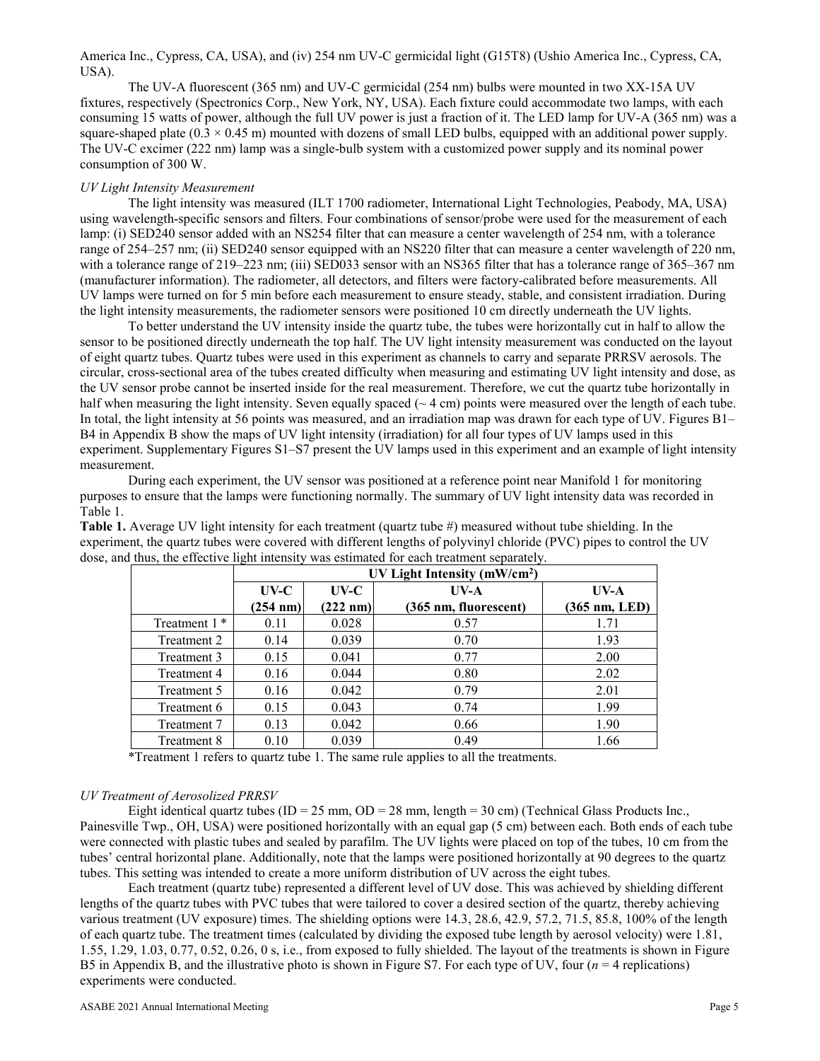America Inc., Cypress, CA, USA), and (iv) 254 nm UV-C germicidal light (G15T8) (Ushio America Inc., Cypress, CA, USA).

The UV-A fluorescent (365 nm) and UV-C germicidal (254 nm) bulbs were mounted in two XX-15A UV fixtures, respectively (Spectronics Corp., New York, NY, USA). Each fixture could accommodate two lamps, with each consuming 15 watts of power, although the full UV power is just a fraction of it. The LED lamp for UV-A (365 nm) was a square-shaped plate (0.3 × 0.45 m) mounted with dozens of small LED bulbs, equipped with an additional power supply. The UV-C excimer (222 nm) lamp was a single-bulb system with a customized power supply and its nominal power consumption of 300 W.

### *UV Light Intensity Measurement*

The light intensity was measured (ILT 1700 radiometer, International Light Technologies, Peabody, MA, USA) using wavelength-specific sensors and filters. Four combinations of sensor/probe were used for the measurement of each lamp: (i) SED240 sensor added with an NS254 filter that can measure a center wavelength of 254 nm, with a tolerance range of 254–257 nm; (ii) SED240 sensor equipped with an NS220 filter that can measure a center wavelength of 220 nm, with a tolerance range of 219–223 nm; (iii) SED033 sensor with an NS365 filter that has a tolerance range of 365–367 nm (manufacturer information). The radiometer, all detectors, and filters were factory-calibrated before measurements. All UV lamps were turned on for 5 min before each measurement to ensure steady, stable, and consistent irradiation. During the light intensity measurements, the radiometer sensors were positioned 10 cm directly underneath the UV lights.

To better understand the UV intensity inside the quartz tube, the tubes were horizontally cut in half to allow the sensor to be positioned directly underneath the top half. The UV light intensity measurement was conducted on the layout of eight quartz tubes. Quartz tubes were used in this experiment as channels to carry and separate PRRSV aerosols. The circular, cross-sectional area of the tubes created difficulty when measuring and estimating UV light intensity and dose, as the UV sensor probe cannot be inserted inside for the real measurement. Therefore, we cut the quartz tube horizontally in half when measuring the light intensity. Seven equally spaced (~ 4 cm) points were measured over the length of each tube. In total, the light intensity at 56 points was measured, and an irradiation map was drawn for each type of UV. Figures B1–B4 in Appendix B show the maps of UV light intensity (irradiation) for all four types of UV lamps used in this experiment. Supplementary Figures S1–S7 present the UV lamps used in this experiment and an example of light intensity measurement.

During each experiment, the UV sensor was positioned at a reference point near Manifold 1 for monitoring purposes to ensure that the lamps were functioning normally. The summary of UV light intensity data was recorded in Table 1.

**Table 1.** Average UV light intensity for each treatment (quartz tube #) measured without tube shielding. In the experiment, the quartz tubes were covered with different lengths of polyvinyl chloride (PVC) pipes to control the UV dose, and thus, the effective light intensity was estimated for each treatment separately.

| | UV Light Intensity (mW/cm$^2$) | | | |
|---|---|---|---|---|
| | **UV-C (254 nm)** | **UV-C (222 nm)** | **UV-A (365 nm, fluorescent)** | **UV-A (365 nm, LED)** |
| Treatment 1 * | 0.11 | 0.028 | 0.57 | 1.71 |
| Treatment 2 | 0.14 | 0.039 | 0.70 | 1.93 |
| Treatment 3 | 0.15 | 0.041 | 0.77 | 2.00 |
| Treatment 4 | 0.16 | 0.044 | 0.80 | 2.02 |
| Treatment 5 | 0.16 | 0.042 | 0.79 | 2.01 |
| Treatment 6 | 0.15 | 0.043 | 0.74 | 1.99 |
| Treatment 7 | 0.13 | 0.042 | 0.66 | 1.90 |
| Treatment 8 | 0.10 | 0.039 | 0.49 | 1.66 |

*Treatment 1 refers to quartz tube 1. The same rule applies to all the treatments.

### *UV Treatment of Aerosolized PRRSV*

Eight identical quartz tubes (ID = 25 mm, OD = 28 mm, length = 30 cm) (Technical Glass Products Inc., Painesville Twp., OH, USA) were positioned horizontally with an equal gap (5 cm) between each. Both ends of each tube were connected with plastic tubes and sealed by parafilm. The UV lights were placed on top of the tubes, 10 cm from the tubes' central horizontal plane. Additionally, note that the lamps were positioned horizontally at 90 degrees to the quartz tubes. This setting was intended to create a more uniform distribution of UV across the eight tubes.

Each treatment (quartz tube) represented a different level of UV dose. This was achieved by shielding different lengths of the quartz tubes with PVC tubes that were tailored to cover a desired section of the quartz, thereby achieving various treatment (UV exposure) times. The shielding options were 14.3, 28.6, 42.9, 57.2, 71.5, 85.8, 100% of the length of each quartz tube. The treatment times (calculated by dividing the exposed tube length by aerosol velocity) were 1.81, 1.55, 1.29, 1.03, 0.77, 0.52, 0.26, 0 s, i.e., from exposed to fully shielded. The layout of the treatments is shown in Figure B5 in Appendix B, and the illustrative photo is shown in Figure S7. For each type of UV, four ($n$ = 4 replications) experiments were conducted.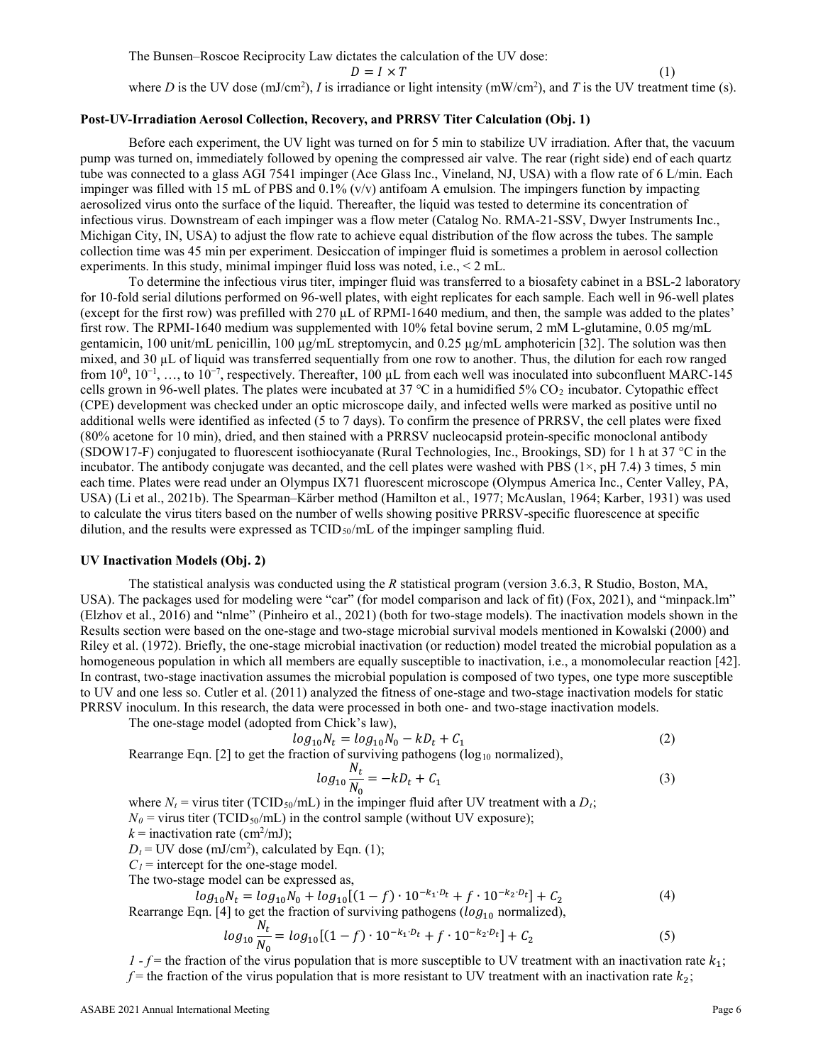The Bunsen–Roscoe Reciprocity Law dictates the calculation of the UV dose:

$$D = I \times T \tag{1}$$

where $D$ is the UV dose (mJ/cm$^2$), $I$ is irradiance or light intensity (mW/cm$^2$), and $T$ is the UV treatment time (s).

### Post-UV-Irradiation Aerosol Collection, Recovery, and PRRSV Titer Calculation (Obj. 1)

Before each experiment, the UV light was turned on for 5 min to stabilize UV irradiation. After that, the vacuum pump was turned on, immediately followed by opening the compressed air valve. The rear (right side) end of each quartz tube was connected to a glass AGI 7541 impinger (Ace Glass Inc., Vineland, NJ, USA) with a flow rate of 6 L/min. Each impinger was filled with 15 mL of PBS and 0.1% (v/v) antifoam A emulsion. The impingers function by impacting aerosolized virus onto the surface of the liquid. Thereafter, the liquid was tested to determine its concentration of infectious virus. Downstream of each impinger was a flow meter (Catalog No. RMA-21-SSV, Dwyer Instruments Inc., Michigan City, IN, USA) to adjust the flow rate to achieve equal distribution of the flow across the tubes. The sample collection time was 45 min per experiment. Desiccation of impinger fluid is sometimes a problem in aerosol collection experiments. In this study, minimal impinger fluid loss was noted, i.e., < 2 mL.

To determine the infectious virus titer, impinger fluid was transferred to a biosafety cabinet in a BSL-2 laboratory for 10-fold serial dilutions performed on 96-well plates, with eight replicates for each sample. Each well in 96-well plates (except for the first row) was prefilled with 270 μL of RPMI-1640 medium, and then, the sample was added to the plates' first row. The RPMI-1640 medium was supplemented with 10% fetal bovine serum, 2 mM L-glutamine, 0.05 mg/mL gentamicin, 100 unit/mL penicillin, 100 μg/mL streptomycin, and 0.25 μg/mL amphotericin [32]. The solution was then mixed, and 30 μL of liquid was transferred sequentially from one row to another. Thus, the dilution for each row ranged from $10^0$, $10^{-1}$, …, to $10^{-7}$, respectively. Thereafter, 100 μL from each well was inoculated into subconfluent MARC-145 cells grown in 96-well plates. The plates were incubated at 37 °C in a humidified 5% $CO_2$ incubator. Cytopathic effect (CPE) development was checked under an optic microscope daily, and infected wells were marked as positive until no additional wells were identified as infected (5 to 7 days). To confirm the presence of PRRSV, the cell plates were fixed (80% acetone for 10 min), dried, and then stained with a PRRSV nucleocapsid protein-specific monoclonal antibody (SDOW17-F) conjugated to fluorescent isothiocyanate (Rural Technologies, Inc., Brookings, SD) for 1 h at 37 °C in the incubator. The antibody conjugate was decanted, and the cell plates were washed with PBS (1×, pH 7.4) 3 times, 5 min each time. Plates were read under an Olympus IX71 fluorescent microscope (Olympus America Inc., Center Valley, PA, USA) (Li et al., 2021b). The Spearman–Kärber method (Hamilton et al., 1977; McAuslan, 1964; Karber, 1931) was used to calculate the virus titers based on the number of wells showing positive PRRSV-specific fluorescence at specific dilution, and the results were expressed as $TCID_{50}$/mL of the impinger sampling fluid.

### UV Inactivation Models (Obj. 2)

The statistical analysis was conducted using the *R* statistical program (version 3.6.3, R Studio, Boston, MA, USA). The packages used for modeling were "car" (for model comparison and lack of fit) (Fox, 2021), and "minpack.lm" (Elzhov et al., 2016) and "nlme" (Pinheiro et al., 2021) (both for two-stage models). The inactivation models shown in the Results section were based on the one-stage and two-stage microbial survival models mentioned in Kowalski (2000) and Riley et al. (1972). Briefly, the one-stage microbial inactivation (or reduction) model treated the microbial population as a homogeneous population in which all members are equally susceptible to inactivation, i.e., a monomolecular reaction [42]. In contrast, two-stage inactivation assumes the microbial population is composed of two types, one type more susceptible to UV and one less so. Cutler et al. (2011) analyzed the fitness of one-stage and two-stage inactivation models for static PRRSV inoculum. In this research, the data were processed in both one- and two-stage inactivation models.

The one-stage model (adopted from Chick's law),

$$log_{10}N_t = log_{10}N_0 - kD_t + C_1 \tag{2}$$

Rearrange Eqn. [2] to get the fraction of surviving pathogens ($log_{10}$ normalized),

$$log_{10}\frac{N_t}{N_0} = -kD_t + C_1 \tag{3}$$

where $N_t$ = virus titer ($TCID_{50}$/mL) in the impinger fluid after UV treatment with a $D_t$;
$N_0$ = virus titer ($TCID_{50}$/mL) in the control sample (without UV exposure);
$k$ = inactivation rate (cm$^2$/mJ);
$D_t$ = UV dose (mJ/cm$^2$), calculated by Eqn. (1);
$C_1$ = intercept for the one-stage model.

The two-stage model can be expressed as,

$$log_{10}N_t = log_{10}N_0 + log_{10}[(1-f)\cdot 10^{-k_1 \cdot D_t} + f \cdot 10^{-k_2 \cdot D_t}] + C_2 \tag{4}$$

Rearrange Eqn. [4] to get the fraction of surviving pathogens ($log_{10}$ normalized),

$$log_{10}\frac{N_t}{N_0} = log_{10}[(1-f)\cdot 10^{-k_1 \cdot D_t} + f \cdot 10^{-k_2 \cdot D_t}] + C_2 \tag{5}$$

$1 - f$ = the fraction of the virus population that is more susceptible to UV treatment with an inactivation rate $k_1$;
$f$ = the fraction of the virus population that is more resistant to UV treatment with an inactivation rate $k_2$;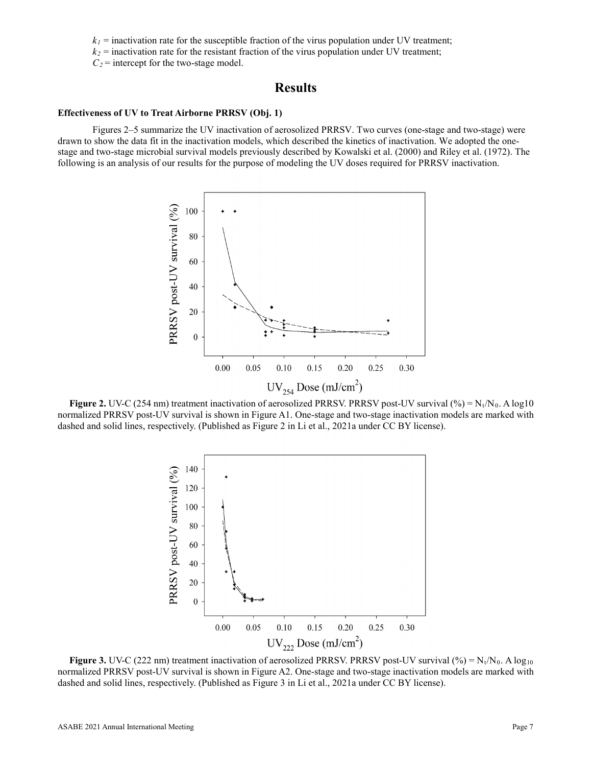$k_1$ = inactivation rate for the susceptible fraction of the virus population under UV treatment;
$k_2$ = inactivation rate for the resistant fraction of the virus population under UV treatment;
$C_2$ = intercept for the two-stage model.

# Results

### Effectiveness of UV to Treat Airborne PRRSV (Obj. 1)

Figures 2–5 summarize the UV inactivation of aerosolized PRRSV. Two curves (one-stage and two-stage) were drawn to show the data fit in the inactivation models, which described the kinetics of inactivation. We adopted the one-stage and two-stage microbial survival models previously described by Kowalski et al. (2000) and Riley et al. (1972). The following is an analysis of our results for the purpose of modeling the UV doses required for PRRSV inactivation.

**Figure 2.** UV-C (254 nm) treatment inactivation of aerosolized PRRSV. PRRSV post-UV survival (%) = $N_t/N_0$. A log10 normalized PRRSV post-UV survival is shown in Figure A1. One-stage and two-stage inactivation models are marked with dashed and solid lines, respectively. (Published as Figure 2 in Li et al., 2021a under CC BY license).

**Figure 3.** UV-C (222 nm) treatment inactivation of aerosolized PRRSV. PRRSV post-UV survival (%) = $N_t/N_0$. A $\log_{10}$ normalized PRRSV post-UV survival is shown in Figure A2. One-stage and two-stage inactivation models are marked with dashed and solid lines, respectively. (Published as Figure 3 in Li et al., 2021a under CC BY license).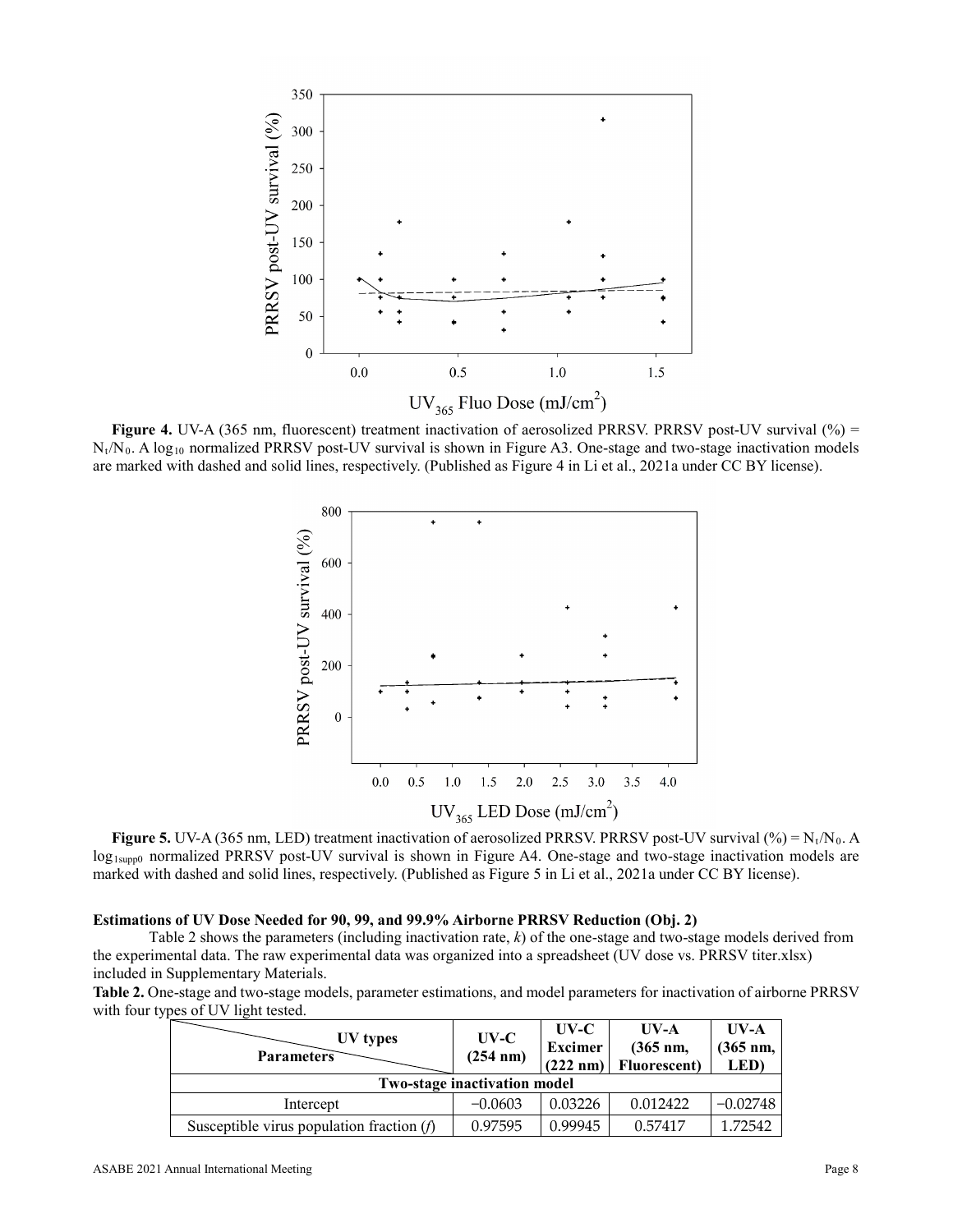**Figure 4.** UV-A (365 nm, fluorescent) treatment inactivation of aerosolized PRRSV. PRRSV post-UV survival (%) = $N_t/N_0$. A $\log_{10}$ normalized PRRSV post-UV survival is shown in Figure A3. One-stage and two-stage inactivation models are marked with dashed and solid lines, respectively. (Published as Figure 4 in Li et al., 2021a under CC BY license).

**Figure 5.** UV-A (365 nm, LED) treatment inactivation of aerosolized PRRSV. PRRSV post-UV survival (%) = $N_t/N_0$. A $\log_{1supp0}$ normalized PRRSV post-UV survival is shown in Figure A4. One-stage and two-stage inactivation models are marked with dashed and solid lines, respectively. (Published as Figure 5 in Li et al., 2021a under CC BY license).

### Estimations of UV Dose Needed for 90, 99, and 99.9% Airborne PRRSV Reduction (Obj. 2)

Table 2 shows the parameters (including inactivation rate, *k*) of the one-stage and two-stage models derived from the experimental data. The raw experimental data was organized into a spreadsheet (UV dose vs. PRRSV titer.xlsx) included in Supplementary Materials.

**Table 2.** One-stage and two-stage models, parameter estimations, and model parameters for inactivation of airborne PRRSV with four types of UV light tested.

| Parameters \ UV types | UV-C (254 nm) | UV-C Excimer (222 nm) | UV-A (365 nm, Fluorescent) | UV-A (365 nm, LED) |
|---|---|---|---|---|
| **Two-stage inactivation model** | | | | |
| Intercept | −0.0603 | 0.03226 | 0.012422 | −0.02748 |
| Susceptible virus population fraction (*f*) | 0.97595 | 0.99945 | 0.57417 | 1.72542 |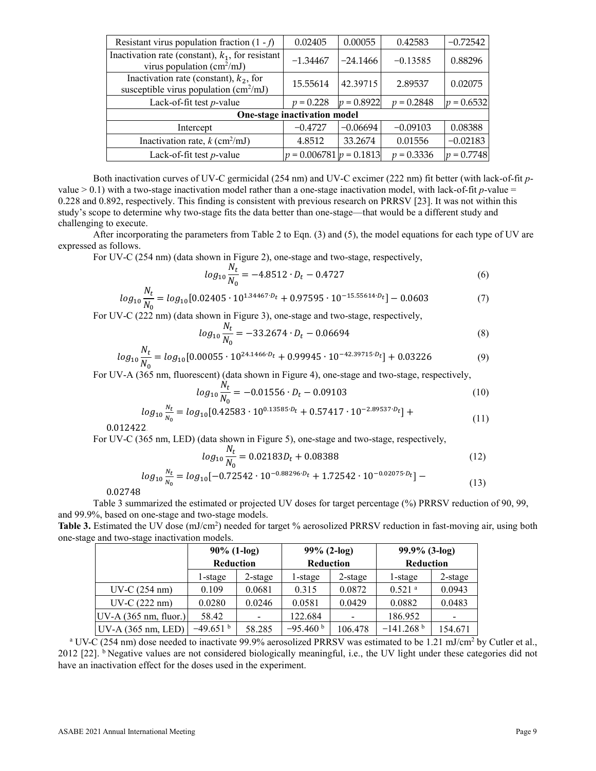| Resistant virus population fraction $(1 - f)$ | 0.02405 | 0.00055 | 0.42583 | −0.72542 |
|---|---|---|---|---|
| Inactivation rate (constant), $k_1$, for resistant virus population (cm$^2$/mJ) | −1.34467 | −24.1466 | −0.13585 | 0.88296 |
| Inactivation rate (constant), $k_2$, for susceptible virus population (cm$^2$/mJ) | 15.55614 | 42.39715 | 2.89537 | 0.02075 |
| Lack-of-fit test $p$-value | $p = 0.228$ | $p = 0.8922$ | $p = 0.2848$ | $p = 0.6532$ |
| **One-stage inactivation model** | | | | |
| Intercept | −0.4727 | −0.06694 | −0.09103 | 0.08388 |
| Inactivation rate, $k$ (cm$^2$/mJ) | 4.8512 | 33.2674 | 0.01556 | −0.02183 |
| Lack-of-fit test $p$-value | $p = 0.006781$ | $p = 0.1813$ | $p = 0.3336$ | $p = 0.7748$ |

Both inactivation curves of UV-C germicidal (254 nm) and UV-C excimer (222 nm) fit better (with lack-of-fit $p$-value > 0.1) with a two-stage inactivation model rather than a one-stage inactivation model, with lack-of-fit $p$-value = 0.228 and 0.892, respectively. This finding is consistent with previous research on PRRSV [23]. It was not within this study's scope to determine why two-stage fits the data better than one-stage—that would be a different study and challenging to execute.

After incorporating the parameters from Table 2 to Eqn. (3) and (5), the model equations for each type of UV are expressed as follows.

For UV-C (254 nm) (data shown in Figure 2), one-stage and two-stage, respectively,

$$log_{10}\frac{N_t}{N_0} = -4.8512 \cdot D_t - 0.4727 \tag{6}$$

$$log_{10}\frac{N_t}{N_0} = log_{10}[0.02405 \cdot 10^{1.34467 \cdot D_t} + 0.97595 \cdot 10^{-15.55614 \cdot D_t}] - 0.0603 \tag{7}$$

For UV-C (222 nm) (data shown in Figure 3), one-stage and two-stage, respectively,

$$log_{10}\frac{N_t}{N_0} = -33.2674 \cdot D_t - 0.06694 \tag{8}$$

$$log_{10}\frac{N_t}{N_0} = log_{10}[0.00055 \cdot 10^{24.1466 \cdot D_t} + 0.99945 \cdot 10^{-42.39715 \cdot D_t}] + 0.03226 \tag{9}$$

For UV-A (365 nm, fluorescent) (data shown in Figure 4), one-stage and two-stage, respectively,

$$log_{10}\frac{N_t}{N_0} = -0.01556 \cdot D_t - 0.09103 \tag{10}$$

$$log_{10}\frac{N_t}{N_0} = log_{10}[0.42583 \cdot 10^{0.13585 \cdot D_t} + 0.57417 \cdot 10^{-2.89537 \cdot D_t}] + 0.012422 \tag{11}$$

For UV-C (365 nm, LED) (data shown in Figure 5), one-stage and two-stage, respectively,

$$log_{10}\frac{N_t}{N_0} = 0.02183 D_t + 0.08388 \tag{12}$$

$$log_{10}\frac{N_t}{N_0} = log_{10}[-0.72542 \cdot 10^{-0.88296 \cdot D_t} + 1.72542 \cdot 10^{-0.02075 \cdot D_t}] - 0.02748 \tag{13}$$

Table 3 summarized the estimated or projected UV doses for target percentage (%) PRRSV reduction of 90, 99, and 99.9%, based on one-stage and two-stage models.

**Table 3.** Estimated the UV dose (mJ/cm$^2$) needed for target % aerosolized PRRSV reduction in fast-moving air, using both one-stage and two-stage inactivation models.

| | **90% (1-log) Reduction** | | **99% (2-log) Reduction** | | **99.9% (3-log) Reduction** | |
|---|---|---|---|---|---|---|
| | 1-stage | 2-stage | 1-stage | 2-stage | 1-stage | 2-stage |
| UV-C (254 nm) | 0.109 | 0.0681 | 0.315 | 0.0872 | 0.521 [a] | 0.0943 |
| UV-C (222 nm) | 0.0280 | 0.0246 | 0.0581 | 0.0429 | 0.0882 | 0.0483 |
| UV-A (365 nm, fluor.) | 58.42 | - | 122.684 | - | 186.952 | - |
| UV-A (365 nm, LED) | −49.651 [b] | 58.285 | −95.460 [b] | 106.478 | −141.268 [b] | 154.671 |

[a] UV-C (254 nm) dose needed to inactivate 99.9% aerosolized PRRSV was estimated to be 1.21 mJ/cm$^2$ by Cutler et al., 2012 [22]. [b] Negative values are not considered biologically meaningful, i.e., the UV light under these categories did not have an inactivation effect for the doses used in the experiment.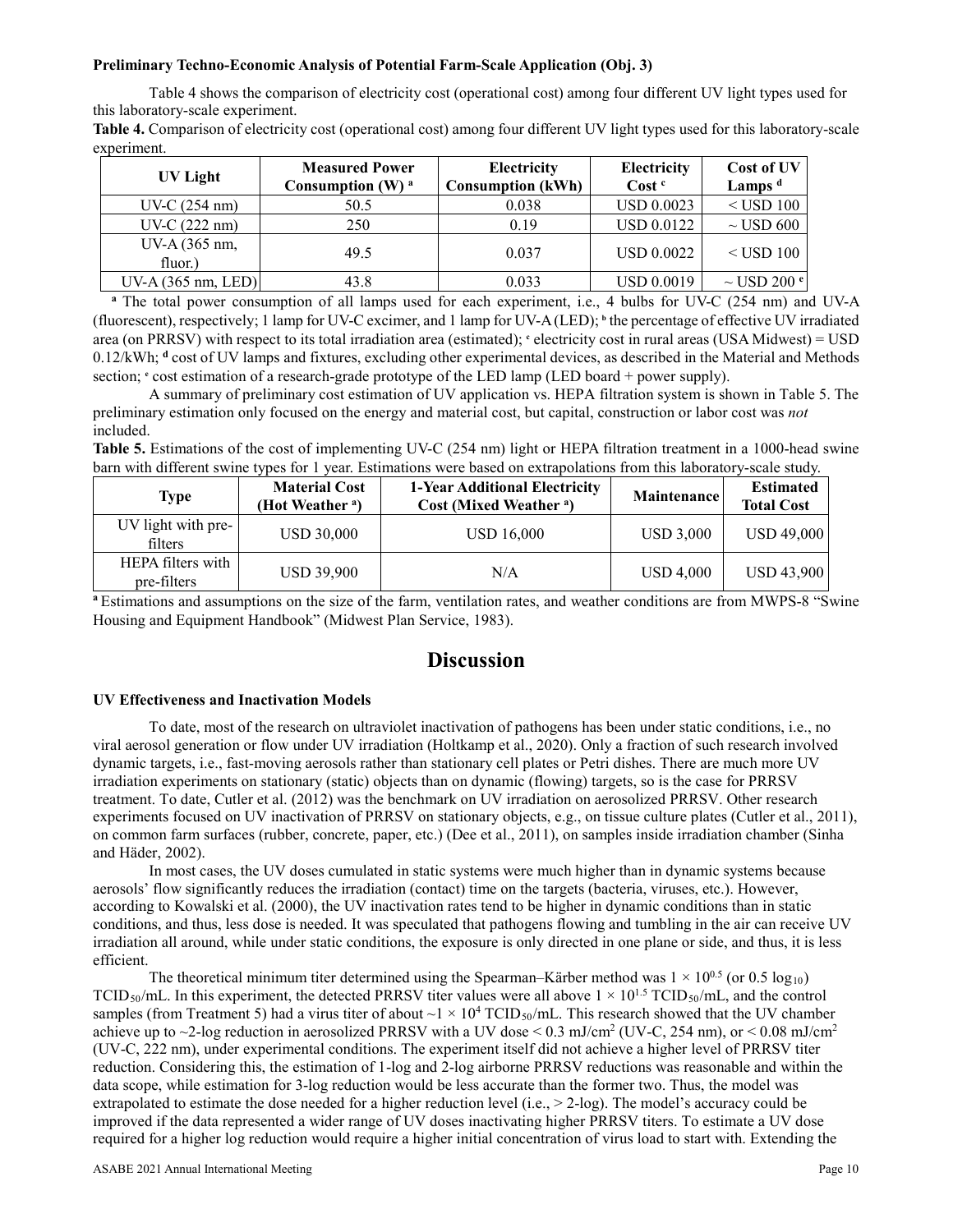**Preliminary Techno-Economic Analysis of Potential Farm-Scale Application (Obj. 3)**

Table 4 shows the comparison of electricity cost (operational cost) among four different UV light types used for this laboratory-scale experiment.

**Table 4.** Comparison of electricity cost (operational cost) among four different UV light types used for this laboratory-scale experiment.

| UV Light | Measured Power Consumption (W) [a] | Electricity Consumption (kWh) | Electricity Cost [c] | Cost of UV Lamps [d] |
|---|---|---|---|---|
| UV-C (254 nm) | 50.5 | 0.038 | USD 0.0023 | < USD 100 |
| UV-C (222 nm) | 250 | 0.19 | USD 0.0122 | ~ USD 600 |
| UV-A (365 nm, fluor.) | 49.5 | 0.037 | USD 0.0022 | < USD 100 |
| UV-A (365 nm, LED) | 43.8 | 0.033 | USD 0.0019 | ~ USD 200 [e] |

[a] The total power consumption of all lamps used for each experiment, i.e., 4 bulbs for UV-C (254 nm) and UV-A (fluorescent), respectively; 1 lamp for UV-C excimer, and 1 lamp for UV-A (LED); [b] the percentage of effective UV irradiated area (on PRRSV) with respect to its total irradiation area (estimated); [c] electricity cost in rural areas (USA Midwest) = USD 0.12/kWh; [d] cost of UV lamps and fixtures, excluding other experimental devices, as described in the Material and Methods section; [e] cost estimation of a research-grade prototype of the LED lamp (LED board + power supply).

A summary of preliminary cost estimation of UV application vs. HEPA filtration system is shown in Table 5. The preliminary estimation only focused on the energy and material cost, but capital, construction or labor cost was *not* included.

**Table 5.** Estimations of the cost of implementing UV-C (254 nm) light or HEPA filtration treatment in a 1000-head swine barn with different swine types for 1 year. Estimations were based on extrapolations from this laboratory-scale study.

| Type | Material Cost (Hot Weather [a]) | 1-Year Additional Electricity Cost (Mixed Weather [a]) | Maintenance | Estimated Total Cost |
|---|---|---|---|---|
| UV light with pre-filters | USD 30,000 | USD 16,000 | USD 3,000 | USD 49,000 |
| HEPA filters with pre-filters | USD 39,900 | N/A | USD 4,000 | USD 43,900 |

[a] Estimations and assumptions on the size of the farm, ventilation rates, and weather conditions are from MWPS-8 "Swine Housing and Equipment Handbook" (Midwest Plan Service, 1983).

# Discussion

**UV Effectiveness and Inactivation Models**

To date, most of the research on ultraviolet inactivation of pathogens has been under static conditions, i.e., no viral aerosol generation or flow under UV irradiation (Holtkamp et al., 2020). Only a fraction of such research involved dynamic targets, i.e., fast-moving aerosols rather than stationary cell plates or Petri dishes. There are much more UV irradiation experiments on stationary (static) objects than on dynamic (flowing) targets, so is the case for PRRSV treatment. To date, Cutler et al. (2012) was the benchmark on UV irradiation on aerosolized PRRSV. Other research experiments focused on UV inactivation of PRRSV on stationary objects, e.g., on tissue culture plates (Cutler et al., 2011), on common farm surfaces (rubber, concrete, paper, etc.) (Dee et al., 2011), on samples inside irradiation chamber (Sinha and Häder, 2002).

In most cases, the UV doses cumulated in static systems were much higher than in dynamic systems because aerosols' flow significantly reduces the irradiation (contact) time on the targets (bacteria, viruses, etc.). However, according to Kowalski et al. (2000), the UV inactivation rates tend to be higher in dynamic conditions than in static conditions, and thus, less dose is needed. It was speculated that pathogens flowing and tumbling in the air can receive UV irradiation all around, while under static conditions, the exposure is only directed in one plane or side, and thus, it is less efficient.

The theoretical minimum titer determined using the Spearman–Kärber method was $1 \times 10^{0.5}$ (or 0.5 $\log_{10}$) $TCID_{50}$/mL. In this experiment, the detected PRRSV titer values were all above $1 \times 10^{1.5}$ $TCID_{50}$/mL, and the control samples (from Treatment 5) had a virus titer of about $\sim 1 \times 10^4$ $TCID_{50}$/mL. This research showed that the UV chamber achieve up to ~2-log reduction in aerosolized PRRSV with a UV dose < 0.3 mJ/cm$^2$ (UV-C, 254 nm), or < 0.08 mJ/cm$^2$ (UV-C, 222 nm), under experimental conditions. The experiment itself did not achieve a higher level of PRRSV titer reduction. Considering this, the estimation of 1-log and 2-log airborne PRRSV reductions was reasonable and within the data scope, while estimation for 3-log reduction would be less accurate than the former two. Thus, the model was extrapolated to estimate the dose needed for a higher reduction level (i.e., > 2-log). The model's accuracy could be improved if the data represented a wider range of UV doses inactivating higher PRRSV titers. To estimate a UV dose required for a higher log reduction would require a higher initial concentration of virus load to start with. Extending the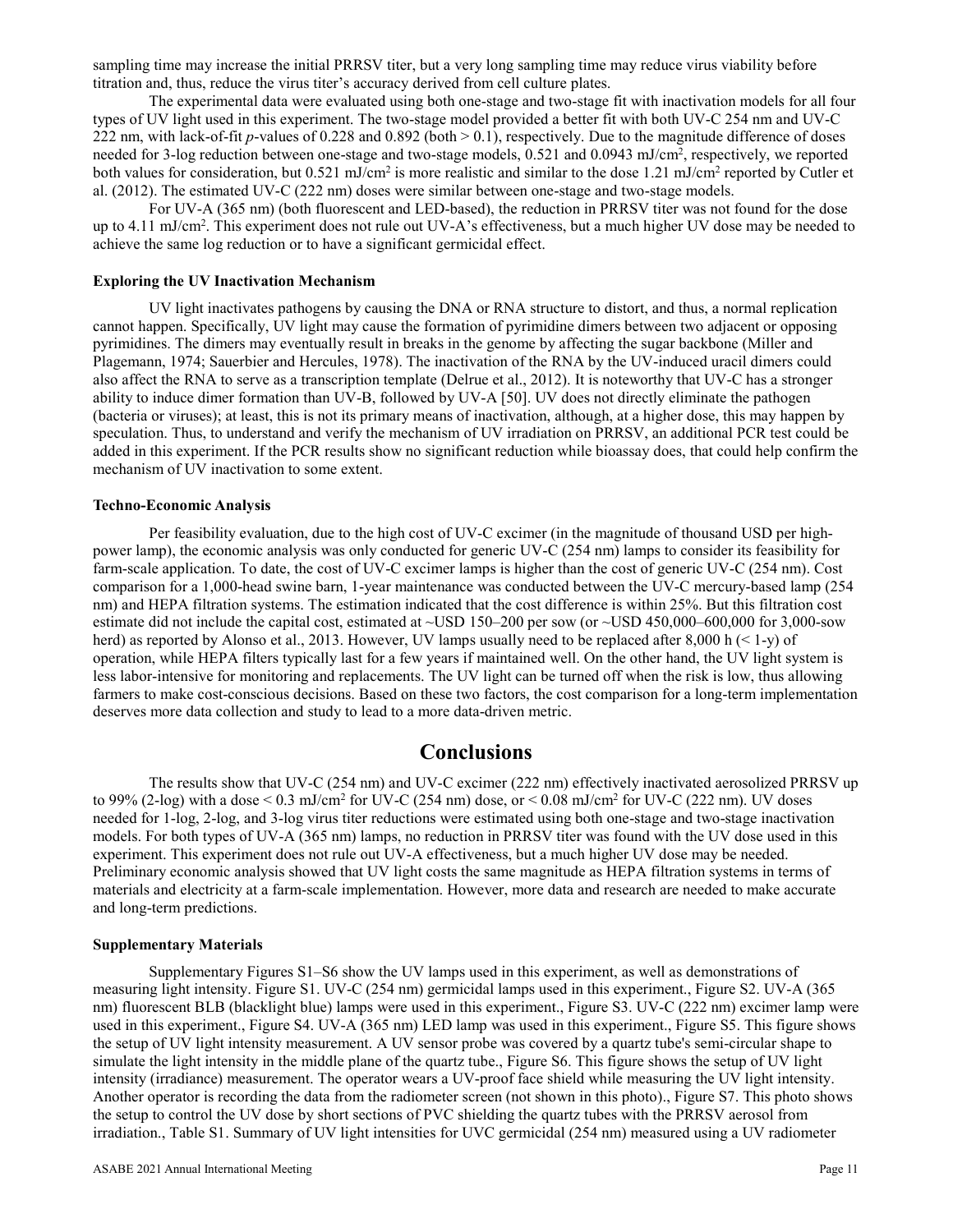sampling time may increase the initial PRRSV titer, but a very long sampling time may reduce virus viability before titration and, thus, reduce the virus titer's accuracy derived from cell culture plates.

The experimental data were evaluated using both one-stage and two-stage fit with inactivation models for all four types of UV light used in this experiment. The two-stage model provided a better fit with both UV-C 254 nm and UV-C 222 nm, with lack-of-fit *p*-values of 0.228 and 0.892 (both > 0.1), respectively. Due to the magnitude difference of doses needed for 3-log reduction between one-stage and two-stage models, 0.521 and 0.0943 mJ/cm$^2$, respectively, we reported both values for consideration, but 0.521 mJ/cm$^2$ is more realistic and similar to the dose 1.21 mJ/cm$^2$ reported by Cutler et al. (2012). The estimated UV-C (222 nm) doses were similar between one-stage and two-stage models.

For UV-A (365 nm) (both fluorescent and LED-based), the reduction in PRRSV titer was not found for the dose up to 4.11 mJ/cm$^2$. This experiment does not rule out UV-A's effectiveness, but a much higher UV dose may be needed to achieve the same log reduction or to have a significant germicidal effect.

### Exploring the UV Inactivation Mechanism

UV light inactivates pathogens by causing the DNA or RNA structure to distort, and thus, a normal replication cannot happen. Specifically, UV light may cause the formation of pyrimidine dimers between two adjacent or opposing pyrimidines. The dimers may eventually result in breaks in the genome by affecting the sugar backbone (Miller and Plagemann, 1974; Sauerbier and Hercules, 1978). The inactivation of the RNA by the UV-induced uracil dimers could also affect the RNA to serve as a transcription template (Delrue et al., 2012). It is noteworthy that UV-C has a stronger ability to induce dimer formation than UV-B, followed by UV-A [50]. UV does not directly eliminate the pathogen (bacteria or viruses); at least, this is not its primary means of inactivation, although, at a higher dose, this may happen by speculation. Thus, to understand and verify the mechanism of UV irradiation on PRRSV, an additional PCR test could be added in this experiment. If the PCR results show no significant reduction while bioassay does, that could help confirm the mechanism of UV inactivation to some extent.

### Techno-Economic Analysis

Per feasibility evaluation, due to the high cost of UV-C excimer (in the magnitude of thousand USD per high-power lamp), the economic analysis was only conducted for generic UV-C (254 nm) lamps to consider its feasibility for farm-scale application. To date, the cost of UV-C excimer lamps is higher than the cost of generic UV-C (254 nm). Cost comparison for a 1,000-head swine barn, 1-year maintenance was conducted between the UV-C mercury-based lamp (254 nm) and HEPA filtration systems. The estimation indicated that the cost difference is within 25%. But this filtration cost estimate did not include the capital cost, estimated at ~USD 150–200 per sow (or ~USD 450,000–600,000 for 3,000-sow herd) as reported by Alonso et al., 2013. However, UV lamps usually need to be replaced after 8,000 h (< 1-y) of operation, while HEPA filters typically last for a few years if maintained well. On the other hand, the UV light system is less labor-intensive for monitoring and replacements. The UV light can be turned off when the risk is low, thus allowing farmers to make cost-conscious decisions. Based on these two factors, the cost comparison for a long-term implementation deserves more data collection and study to lead to a more data-driven metric.

## Conclusions

The results show that UV-C (254 nm) and UV-C excimer (222 nm) effectively inactivated aerosolized PRRSV up to 99% (2-log) with a dose < 0.3 mJ/cm$^2$ for UV-C (254 nm) dose, or < 0.08 mJ/cm$^2$ for UV-C (222 nm). UV doses needed for 1-log, 2-log, and 3-log virus titer reductions were estimated using both one-stage and two-stage inactivation models. For both types of UV-A (365 nm) lamps, no reduction in PRRSV titer was found with the UV dose used in this experiment. This experiment does not rule out UV-A effectiveness, but a much higher UV dose may be needed. Preliminary economic analysis showed that UV light costs the same magnitude as HEPA filtration systems in terms of materials and electricity at a farm-scale implementation. However, more data and research are needed to make accurate and long-term predictions.

### Supplementary Materials

Supplementary Figures S1–S6 show the UV lamps used in this experiment, as well as demonstrations of measuring light intensity. Figure S1. UV-C (254 nm) germicidal lamps used in this experiment., Figure S2. UV-A (365 nm) fluorescent BLB (blacklight blue) lamps were used in this experiment., Figure S3. UV-C (222 nm) excimer lamp were used in this experiment., Figure S4. UV-A (365 nm) LED lamp was used in this experiment., Figure S5. This figure shows the setup of UV light intensity measurement. A UV sensor probe was covered by a quartz tube's semi-circular shape to simulate the light intensity in the middle plane of the quartz tube., Figure S6. This figure shows the setup of UV light intensity (irradiance) measurement. The operator wears a UV-proof face shield while measuring the UV light intensity. Another operator is recording the data from the radiometer screen (not shown in this photo)., Figure S7. This photo shows the setup to control the UV dose by short sections of PVC shielding the quartz tubes with the PRRSV aerosol from irradiation., Table S1. Summary of UV light intensities for UVC germicidal (254 nm) measured using a UV radiometer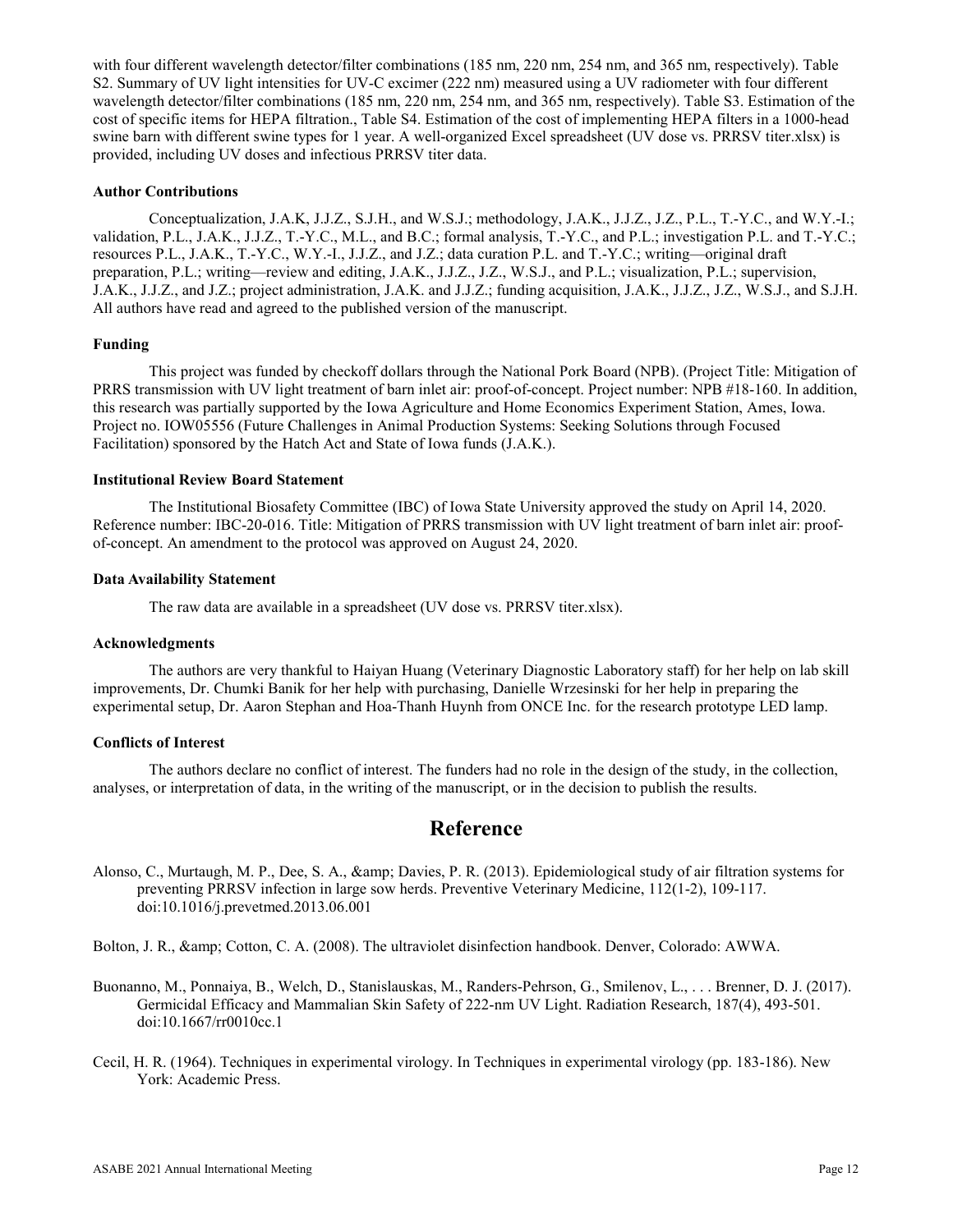with four different wavelength detector/filter combinations (185 nm, 220 nm, 254 nm, and 365 nm, respectively). Table S2. Summary of UV light intensities for UV-C excimer (222 nm) measured using a UV radiometer with four different wavelength detector/filter combinations (185 nm, 220 nm, 254 nm, and 365 nm, respectively). Table S3. Estimation of the cost of specific items for HEPA filtration., Table S4. Estimation of the cost of implementing HEPA filters in a 1000-head swine barn with different swine types for 1 year. A well-organized Excel spreadsheet (UV dose vs. PRRSV titer.xlsx) is provided, including UV doses and infectious PRRSV titer data.

### Author Contributions

Conceptualization, J.A.K, J.J.Z., S.J.H., and W.S.J.; methodology, J.A.K., J.J.Z., J.Z., P.L., T.-Y.C., and W.Y.-I.; validation, P.L., J.A.K., J.J.Z., T.-Y.C., M.L., and B.C.; formal analysis, T.-Y.C., and P.L.; investigation P.L. and T.-Y.C.; resources P.L., J.A.K., T.-Y.C., W.Y.-I., J.J.Z., and J.Z.; data curation P.L. and T.-Y.C.; writing—original draft preparation, P.L.; writing—review and editing, J.A.K., J.J.Z., J.Z., W.S.J., and P.L.; visualization, P.L.; supervision, J.A.K., J.J.Z., and J.Z.; project administration, J.A.K. and J.J.Z.; funding acquisition, J.A.K., J.J.Z., J.Z., W.S.J., and S.J.H. All authors have read and agreed to the published version of the manuscript.

### Funding

This project was funded by checkoff dollars through the National Pork Board (NPB). (Project Title: Mitigation of PRRS transmission with UV light treatment of barn inlet air: proof-of-concept. Project number: NPB #18-160. In addition, this research was partially supported by the Iowa Agriculture and Home Economics Experiment Station, Ames, Iowa. Project no. IOW05556 (Future Challenges in Animal Production Systems: Seeking Solutions through Focused Facilitation) sponsored by the Hatch Act and State of Iowa funds (J.A.K.).

### Institutional Review Board Statement

The Institutional Biosafety Committee (IBC) of Iowa State University approved the study on April 14, 2020. Reference number: IBC-20-016. Title: Mitigation of PRRS transmission with UV light treatment of barn inlet air: proof-of-concept. An amendment to the protocol was approved on August 24, 2020.

### Data Availability Statement

The raw data are available in a spreadsheet (UV dose vs. PRRSV titer.xlsx).

### Acknowledgments

The authors are very thankful to Haiyan Huang (Veterinary Diagnostic Laboratory staff) for her help on lab skill improvements, Dr. Chumki Banik for her help with purchasing, Danielle Wrzesinski for her help in preparing the experimental setup, Dr. Aaron Stephan and Hoa-Thanh Huynh from ONCE Inc. for the research prototype LED lamp.

### Conflicts of Interest

The authors declare no conflict of interest. The funders had no role in the design of the study, in the collection, analyses, or interpretation of data, in the writing of the manuscript, or in the decision to publish the results.

## Reference

Alonso, C., Murtaugh, M. P., Dee, S. A., &amp; Davies, P. R. (2013). Epidemiological study of air filtration systems for preventing PRRSV infection in large sow herds. Preventive Veterinary Medicine, 112(1-2), 109-117. doi:10.1016/j.prevetmed.2013.06.001

Bolton, J. R., &amp; Cotton, C. A. (2008). The ultraviolet disinfection handbook. Denver, Colorado: AWWA.

Buonanno, M., Ponnaiya, B., Welch, D., Stanislauskas, M., Randers-Pehrson, G., Smilenov, L., . . . Brenner, D. J. (2017). Germicidal Efficacy and Mammalian Skin Safety of 222-nm UV Light. Radiation Research, 187(4), 493-501. doi:10.1667/rr0010cc.1

Cecil, H. R. (1964). Techniques in experimental virology. In Techniques in experimental virology (pp. 183-186). New York: Academic Press.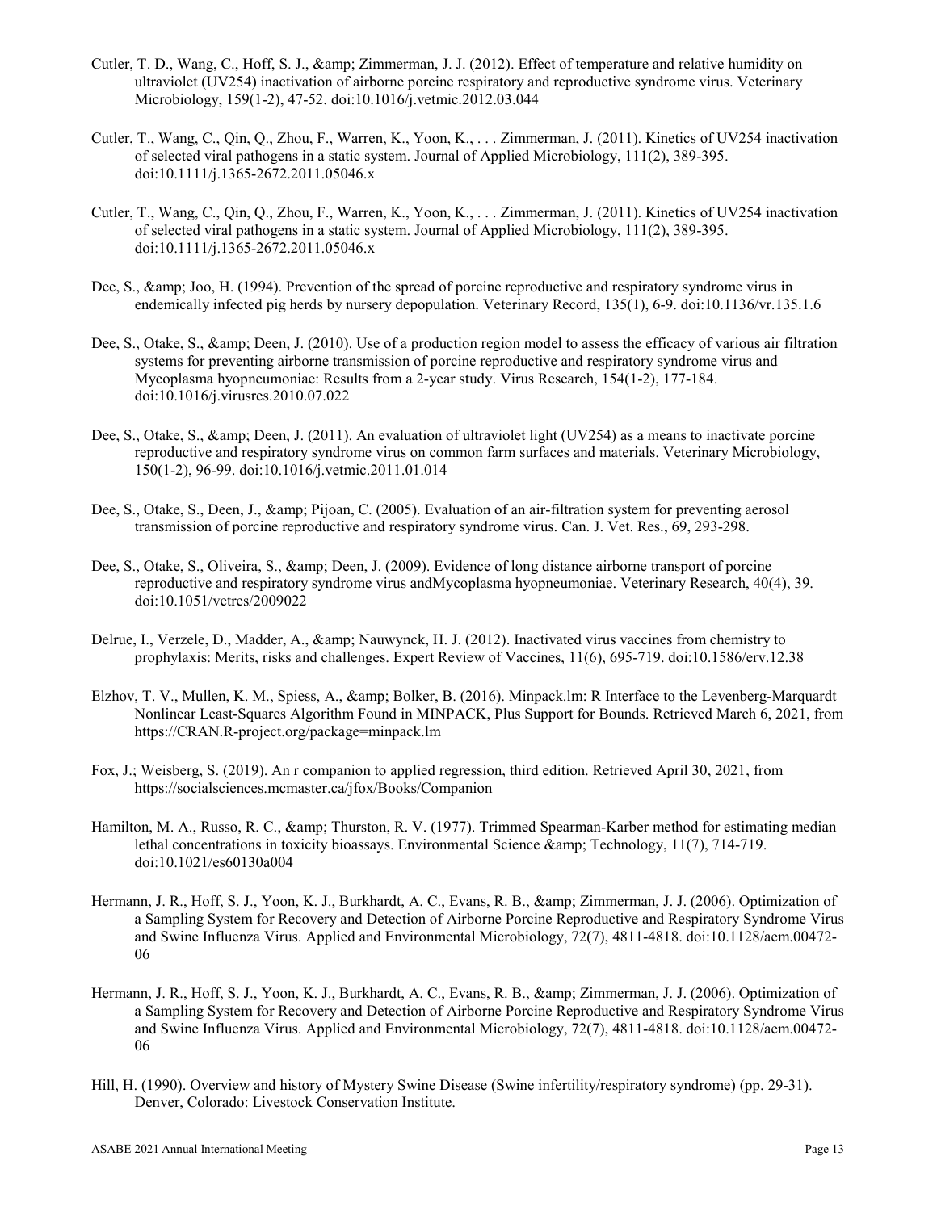Cutler, T. D., Wang, C., Hoff, S. J., &amp; Zimmerman, J. J. (2012). Effect of temperature and relative humidity on ultraviolet (UV254) inactivation of airborne porcine respiratory and reproductive syndrome virus. Veterinary Microbiology, 159(1-2), 47-52. doi:10.1016/j.vetmic.2012.03.044

Cutler, T., Wang, C., Qin, Q., Zhou, F., Warren, K., Yoon, K., . . . Zimmerman, J. (2011). Kinetics of UV254 inactivation of selected viral pathogens in a static system. Journal of Applied Microbiology, 111(2), 389-395. doi:10.1111/j.1365-2672.2011.05046.x

Cutler, T., Wang, C., Qin, Q., Zhou, F., Warren, K., Yoon, K., . . . Zimmerman, J. (2011). Kinetics of UV254 inactivation of selected viral pathogens in a static system. Journal of Applied Microbiology, 111(2), 389-395. doi:10.1111/j.1365-2672.2011.05046.x

Dee, S., &amp; Joo, H. (1994). Prevention of the spread of porcine reproductive and respiratory syndrome virus in endemically infected pig herds by nursery depopulation. Veterinary Record, 135(1), 6-9. doi:10.1136/vr.135.1.6

Dee, S., Otake, S., &amp; Deen, J. (2010). Use of a production region model to assess the efficacy of various air filtration systems for preventing airborne transmission of porcine reproductive and respiratory syndrome virus and Mycoplasma hyopneumoniae: Results from a 2-year study. Virus Research, 154(1-2), 177-184. doi:10.1016/j.virusres.2010.07.022

Dee, S., Otake, S., &amp; Deen, J. (2011). An evaluation of ultraviolet light (UV254) as a means to inactivate porcine reproductive and respiratory syndrome virus on common farm surfaces and materials. Veterinary Microbiology, 150(1-2), 96-99. doi:10.1016/j.vetmic.2011.01.014

Dee, S., Otake, S., Deen, J., &amp; Pijoan, C. (2005). Evaluation of an air-filtration system for preventing aerosol transmission of porcine reproductive and respiratory syndrome virus. Can. J. Vet. Res., 69, 293-298.

Dee, S., Otake, S., Oliveira, S., &amp; Deen, J. (2009). Evidence of long distance airborne transport of porcine reproductive and respiratory syndrome virus andMycoplasma hyopneumoniae. Veterinary Research, 40(4), 39. doi:10.1051/vetres/2009022

Delrue, I., Verzele, D., Madder, A., &amp; Nauwynck, H. J. (2012). Inactivated virus vaccines from chemistry to prophylaxis: Merits, risks and challenges. Expert Review of Vaccines, 11(6), 695-719. doi:10.1586/erv.12.38

Elzhov, T. V., Mullen, K. M., Spiess, A., &amp; Bolker, B. (2016). Minpack.lm: R Interface to the Levenberg-Marquardt Nonlinear Least-Squares Algorithm Found in MINPACK, Plus Support for Bounds. Retrieved March 6, 2021, from https://CRAN.R-project.org/package=minpack.lm

Fox, J.; Weisberg, S. (2019). An r companion to applied regression, third edition. Retrieved April 30, 2021, from https://socialsciences.mcmaster.ca/jfox/Books/Companion

Hamilton, M. A., Russo, R. C., &amp; Thurston, R. V. (1977). Trimmed Spearman-Karber method for estimating median lethal concentrations in toxicity bioassays. Environmental Science &amp; Technology, 11(7), 714-719. doi:10.1021/es60130a004

Hermann, J. R., Hoff, S. J., Yoon, K. J., Burkhardt, A. C., Evans, R. B., &amp; Zimmerman, J. J. (2006). Optimization of a Sampling System for Recovery and Detection of Airborne Porcine Reproductive and Respiratory Syndrome Virus and Swine Influenza Virus. Applied and Environmental Microbiology, 72(7), 4811-4818. doi:10.1128/aem.00472-06

Hermann, J. R., Hoff, S. J., Yoon, K. J., Burkhardt, A. C., Evans, R. B., &amp; Zimmerman, J. J. (2006). Optimization of a Sampling System for Recovery and Detection of Airborne Porcine Reproductive and Respiratory Syndrome Virus and Swine Influenza Virus. Applied and Environmental Microbiology, 72(7), 4811-4818. doi:10.1128/aem.00472-06

Hill, H. (1990). Overview and history of Mystery Swine Disease (Swine infertility/respiratory syndrome) (pp. 29-31). Denver, Colorado: Livestock Conservation Institute.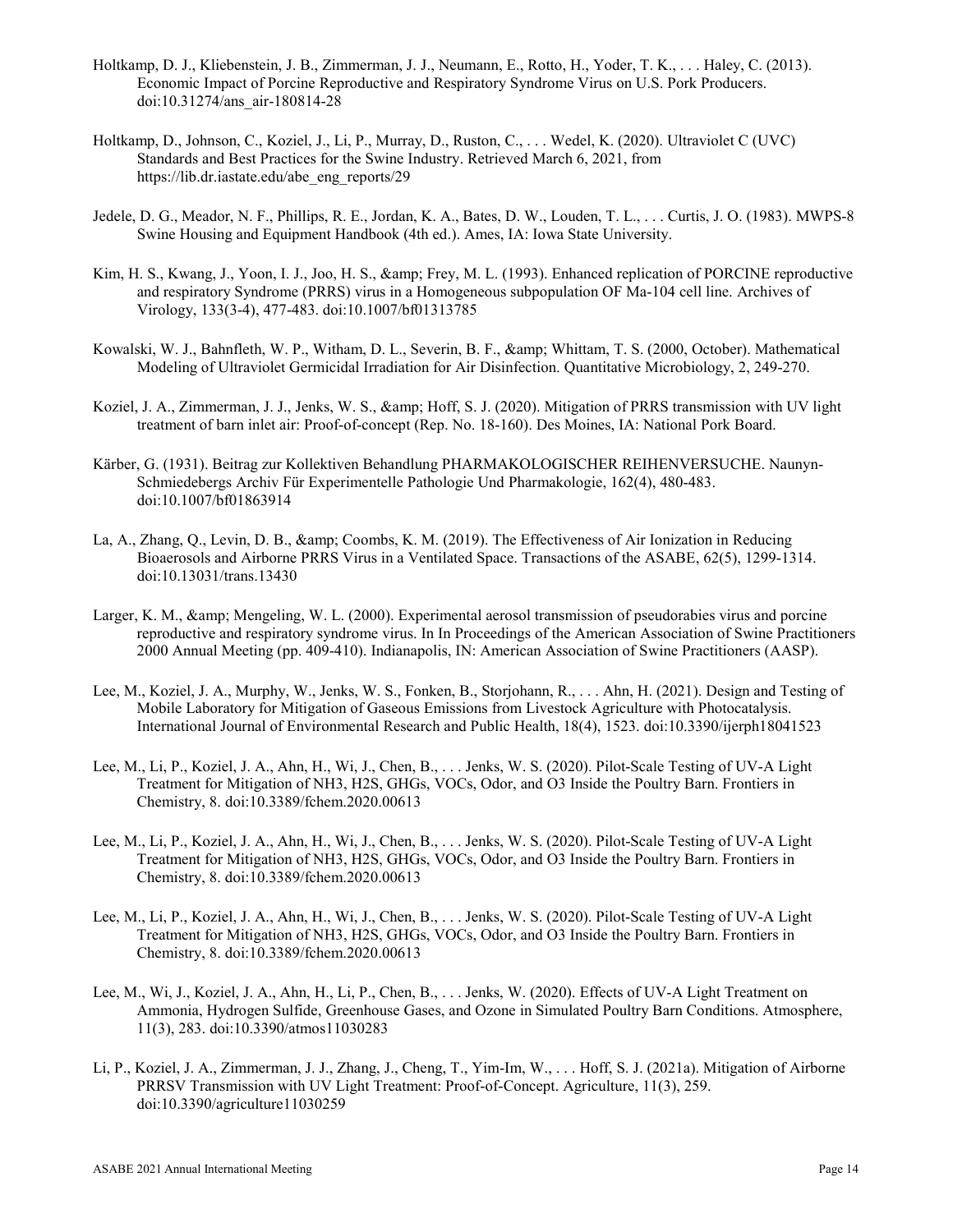Holtkamp, D. J., Kliebenstein, J. B., Zimmerman, J. J., Neumann, E., Rotto, H., Yoder, T. K., . . . Haley, C. (2013). Economic Impact of Porcine Reproductive and Respiratory Syndrome Virus on U.S. Pork Producers. doi:10.31274/ans_air-180814-28

Holtkamp, D., Johnson, C., Koziel, J., Li, P., Murray, D., Ruston, C., . . . Wedel, K. (2020). Ultraviolet C (UVC) Standards and Best Practices for the Swine Industry. Retrieved March 6, 2021, from https://lib.dr.iastate.edu/abe_eng_reports/29

Jedele, D. G., Meador, N. F., Phillips, R. E., Jordan, K. A., Bates, D. W., Louden, T. L., . . . Curtis, J. O. (1983). MWPS-8 Swine Housing and Equipment Handbook (4th ed.). Ames, IA: Iowa State University.

Kim, H. S., Kwang, J., Yoon, I. J., Joo, H. S., &amp; Frey, M. L. (1993). Enhanced replication of PORCINE reproductive and respiratory Syndrome (PRRS) virus in a Homogeneous subpopulation OF Ma-104 cell line. Archives of Virology, 133(3-4), 477-483. doi:10.1007/bf01313785

Kowalski, W. J., Bahnfleth, W. P., Witham, D. L., Severin, B. F., &amp; Whittam, T. S. (2000, October). Mathematical Modeling of Ultraviolet Germicidal Irradiation for Air Disinfection. Quantitative Microbiology, 2, 249-270.

Koziel, J. A., Zimmerman, J. J., Jenks, W. S., &amp; Hoff, S. J. (2020). Mitigation of PRRS transmission with UV light treatment of barn inlet air: Proof-of-concept (Rep. No. 18-160). Des Moines, IA: National Pork Board.

Kärber, G. (1931). Beitrag zur Kollektiven Behandlung PHARMAKOLOGISCHER REIHENVERSUCHE. Naunyn-Schmiedebergs Archiv Für Experimentelle Pathologie Und Pharmakologie, 162(4), 480-483. doi:10.1007/bf01863914

La, A., Zhang, Q., Levin, D. B., &amp; Coombs, K. M. (2019). The Effectiveness of Air Ionization in Reducing Bioaerosols and Airborne PRRS Virus in a Ventilated Space. Transactions of the ASABE, 62(5), 1299-1314. doi:10.13031/trans.13430

Larger, K. M., &amp; Mengeling, W. L. (2000). Experimental aerosol transmission of pseudorabies virus and porcine reproductive and respiratory syndrome virus. In In Proceedings of the American Association of Swine Practitioners 2000 Annual Meeting (pp. 409-410). Indianapolis, IN: American Association of Swine Practitioners (AASP).

Lee, M., Koziel, J. A., Murphy, W., Jenks, W. S., Fonken, B., Storjohann, R., . . . Ahn, H. (2021). Design and Testing of Mobile Laboratory for Mitigation of Gaseous Emissions from Livestock Agriculture with Photocatalysis. International Journal of Environmental Research and Public Health, 18(4), 1523. doi:10.3390/ijerph18041523

Lee, M., Li, P., Koziel, J. A., Ahn, H., Wi, J., Chen, B., . . . Jenks, W. S. (2020). Pilot-Scale Testing of UV-A Light Treatment for Mitigation of NH3, H2S, GHGs, VOCs, Odor, and O3 Inside the Poultry Barn. Frontiers in Chemistry, 8. doi:10.3389/fchem.2020.00613

Lee, M., Li, P., Koziel, J. A., Ahn, H., Wi, J., Chen, B., . . . Jenks, W. S. (2020). Pilot-Scale Testing of UV-A Light Treatment for Mitigation of NH3, H2S, GHGs, VOCs, Odor, and O3 Inside the Poultry Barn. Frontiers in Chemistry, 8. doi:10.3389/fchem.2020.00613

Lee, M., Li, P., Koziel, J. A., Ahn, H., Wi, J., Chen, B., . . . Jenks, W. S. (2020). Pilot-Scale Testing of UV-A Light Treatment for Mitigation of NH3, H2S, GHGs, VOCs, Odor, and O3 Inside the Poultry Barn. Frontiers in Chemistry, 8. doi:10.3389/fchem.2020.00613

Lee, M., Wi, J., Koziel, J. A., Ahn, H., Li, P., Chen, B., . . . Jenks, W. (2020). Effects of UV-A Light Treatment on Ammonia, Hydrogen Sulfide, Greenhouse Gases, and Ozone in Simulated Poultry Barn Conditions. Atmosphere, 11(3), 283. doi:10.3390/atmos11030283

Li, P., Koziel, J. A., Zimmerman, J. J., Zhang, J., Cheng, T., Yim-Im, W., . . . Hoff, S. J. (2021a). Mitigation of Airborne PRRSV Transmission with UV Light Treatment: Proof-of-Concept. Agriculture, 11(3), 259. doi:10.3390/agriculture11030259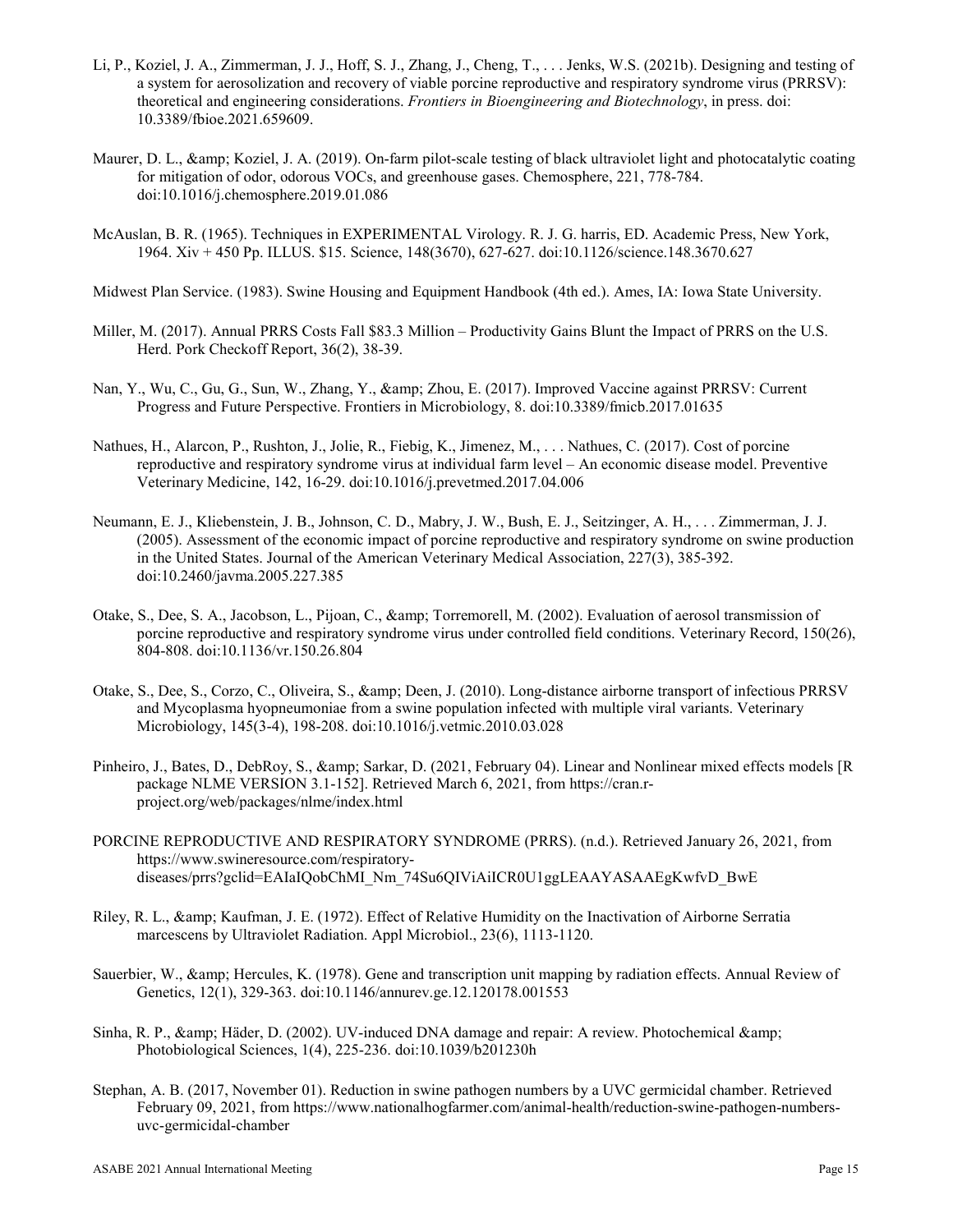Li, P., Koziel, J. A., Zimmerman, J. J., Hoff, S. J., Zhang, J., Cheng, T., . . . Jenks, W.S. (2021b). Designing and testing of a system for aerosolization and recovery of viable porcine reproductive and respiratory syndrome virus (PRRSV): theoretical and engineering considerations. *Frontiers in Bioengineering and Biotechnology*, in press. doi: 10.3389/fbioe.2021.659609.

Maurer, D. L., &amp; Koziel, J. A. (2019). On-farm pilot-scale testing of black ultraviolet light and photocatalytic coating for mitigation of odor, odorous VOCs, and greenhouse gases. Chemosphere, 221, 778-784. doi:10.1016/j.chemosphere.2019.01.086

McAuslan, B. R. (1965). Techniques in EXPERIMENTAL Virology. R. J. G. harris, ED. Academic Press, New York, 1964. Xiv + 450 Pp. ILLUS. $15. Science, 148(3670), 627-627. doi:10.1126/science.148.3670.627

Midwest Plan Service. (1983). Swine Housing and Equipment Handbook (4th ed.). Ames, IA: Iowa State University.

Miller, M. (2017). Annual PRRS Costs Fall $83.3 Million – Productivity Gains Blunt the Impact of PRRS on the U.S. Herd. Pork Checkoff Report, 36(2), 38-39.

Nan, Y., Wu, C., Gu, G., Sun, W., Zhang, Y., &amp; Zhou, E. (2017). Improved Vaccine against PRRSV: Current Progress and Future Perspective. Frontiers in Microbiology, 8. doi:10.3389/fmicb.2017.01635

Nathues, H., Alarcon, P., Rushton, J., Jolie, R., Fiebig, K., Jimenez, M., . . . Nathues, C. (2017). Cost of porcine reproductive and respiratory syndrome virus at individual farm level – An economic disease model. Preventive Veterinary Medicine, 142, 16-29. doi:10.1016/j.prevetmed.2017.04.006

Neumann, E. J., Kliebenstein, J. B., Johnson, C. D., Mabry, J. W., Bush, E. J., Seitzinger, A. H., . . . Zimmerman, J. J. (2005). Assessment of the economic impact of porcine reproductive and respiratory syndrome on swine production in the United States. Journal of the American Veterinary Medical Association, 227(3), 385-392. doi:10.2460/javma.2005.227.385

Otake, S., Dee, S. A., Jacobson, L., Pijoan, C., &amp; Torremorell, M. (2002). Evaluation of aerosol transmission of porcine reproductive and respiratory syndrome virus under controlled field conditions. Veterinary Record, 150(26), 804-808. doi:10.1136/vr.150.26.804

Otake, S., Dee, S., Corzo, C., Oliveira, S., &amp; Deen, J. (2010). Long-distance airborne transport of infectious PRRSV and Mycoplasma hyopneumoniae from a swine population infected with multiple viral variants. Veterinary Microbiology, 145(3-4), 198-208. doi:10.1016/j.vetmic.2010.03.028

Pinheiro, J., Bates, D., DebRoy, S., &amp; Sarkar, D. (2021, February 04). Linear and Nonlinear mixed effects models [R package NLME VERSION 3.1-152]. Retrieved March 6, 2021, from https://cran.r-project.org/web/packages/nlme/index.html

PORCINE REPRODUCTIVE AND RESPIRATORY SYNDROME (PRRS). (n.d.). Retrieved January 26, 2021, from https://www.swineresource.com/respiratory-diseases/prrs?gclid=EAIaIQobChMI_Nm_74Su6QIViAiICR0U1ggLEAAYASAAEgKwfvD_BwE

Riley, R. L., &amp; Kaufman, J. E. (1972). Effect of Relative Humidity on the Inactivation of Airborne Serratia marcescens by Ultraviolet Radiation. Appl Microbiol., 23(6), 1113-1120.

Sauerbier, W., &amp; Hercules, K. (1978). Gene and transcription unit mapping by radiation effects. Annual Review of Genetics, 12(1), 329-363. doi:10.1146/annurev.ge.12.120178.001553

Sinha, R. P., &amp; Häder, D. (2002). UV-induced DNA damage and repair: A review. Photochemical &amp; Photobiological Sciences, 1(4), 225-236. doi:10.1039/b201230h

Stephan, A. B. (2017, November 01). Reduction in swine pathogen numbers by a UVC germicidal chamber. Retrieved February 09, 2021, from https://www.nationalhogfarmer.com/animal-health/reduction-swine-pathogen-numbers-uvc-germicidal-chamber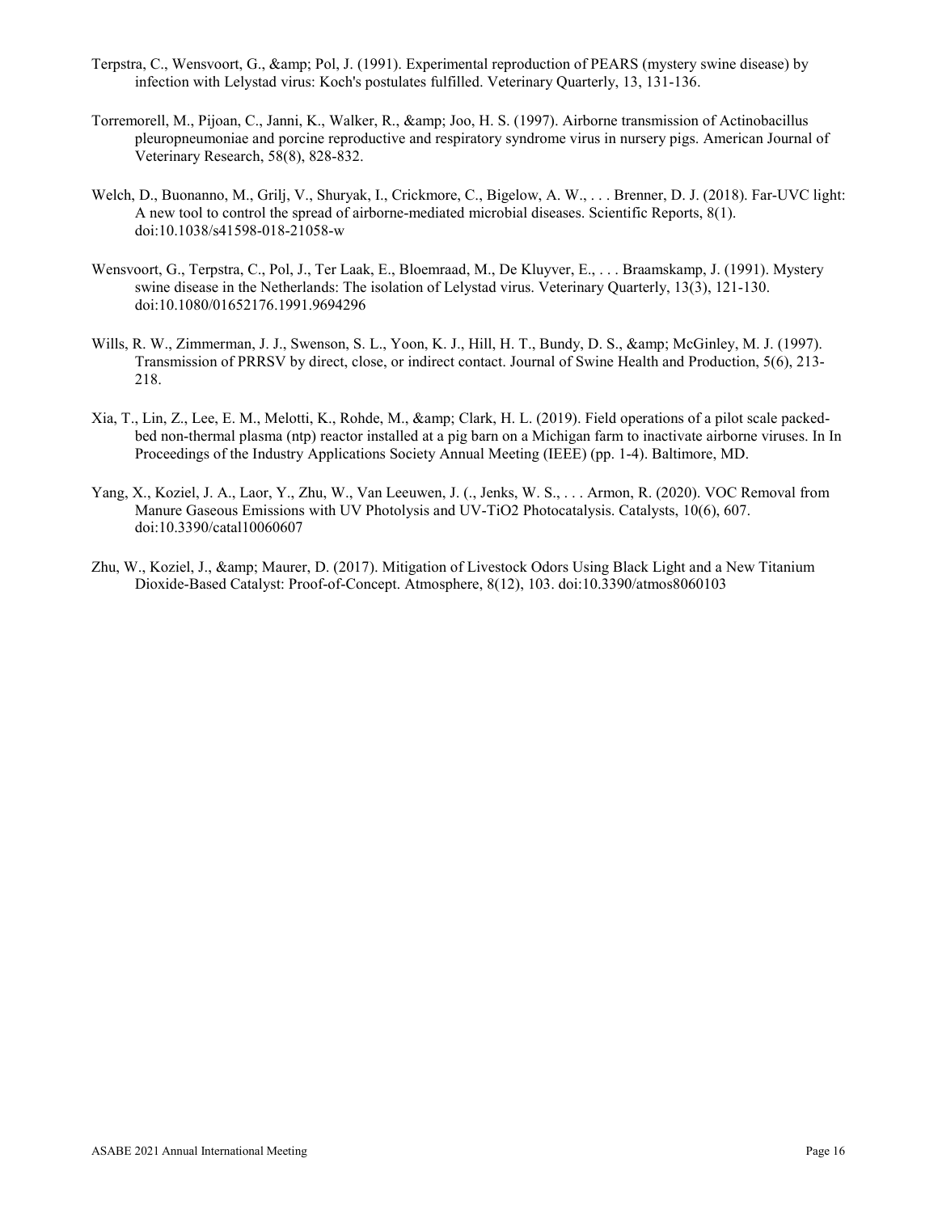Terpstra, C., Wensvoort, G., &amp; Pol, J. (1991). Experimental reproduction of PEARS (mystery swine disease) by infection with Lelystad virus: Koch's postulates fulfilled. Veterinary Quarterly, 13, 131-136.

Torremorell, M., Pijoan, C., Janni, K., Walker, R., &amp; Joo, H. S. (1997). Airborne transmission of Actinobacillus pleuropneumoniae and porcine reproductive and respiratory syndrome virus in nursery pigs. American Journal of Veterinary Research, 58(8), 828-832.

Welch, D., Buonanno, M., Grilj, V., Shuryak, I., Crickmore, C., Bigelow, A. W., . . . Brenner, D. J. (2018). Far-UVC light: A new tool to control the spread of airborne-mediated microbial diseases. Scientific Reports, 8(1). doi:10.1038/s41598-018-21058-w

Wensvoort, G., Terpstra, C., Pol, J., Ter Laak, E., Bloemraad, M., De Kluyver, E., . . . Braamskamp, J. (1991). Mystery swine disease in the Netherlands: The isolation of Lelystad virus. Veterinary Quarterly, 13(3), 121-130. doi:10.1080/01652176.1991.9694296

Wills, R. W., Zimmerman, J. J., Swenson, S. L., Yoon, K. J., Hill, H. T., Bundy, D. S., &amp; McGinley, M. J. (1997). Transmission of PRRSV by direct, close, or indirect contact. Journal of Swine Health and Production, 5(6), 213-218.

Xia, T., Lin, Z., Lee, E. M., Melotti, K., Rohde, M., &amp; Clark, H. L. (2019). Field operations of a pilot scale packed-bed non-thermal plasma (ntp) reactor installed at a pig barn on a Michigan farm to inactivate airborne viruses. In In Proceedings of the Industry Applications Society Annual Meeting (IEEE) (pp. 1-4). Baltimore, MD.

Yang, X., Koziel, J. A., Laor, Y., Zhu, W., Van Leeuwen, J. (., Jenks, W. S., . . . Armon, R. (2020). VOC Removal from Manure Gaseous Emissions with UV Photolysis and UV-TiO2 Photocatalysis. Catalysts, 10(6), 607. doi:10.3390/catal10060607

Zhu, W., Koziel, J., &amp; Maurer, D. (2017). Mitigation of Livestock Odors Using Black Light and a New Titanium Dioxide-Based Catalyst: Proof-of-Concept. Atmosphere, 8(12), 103. doi:10.3390/atmos8060103